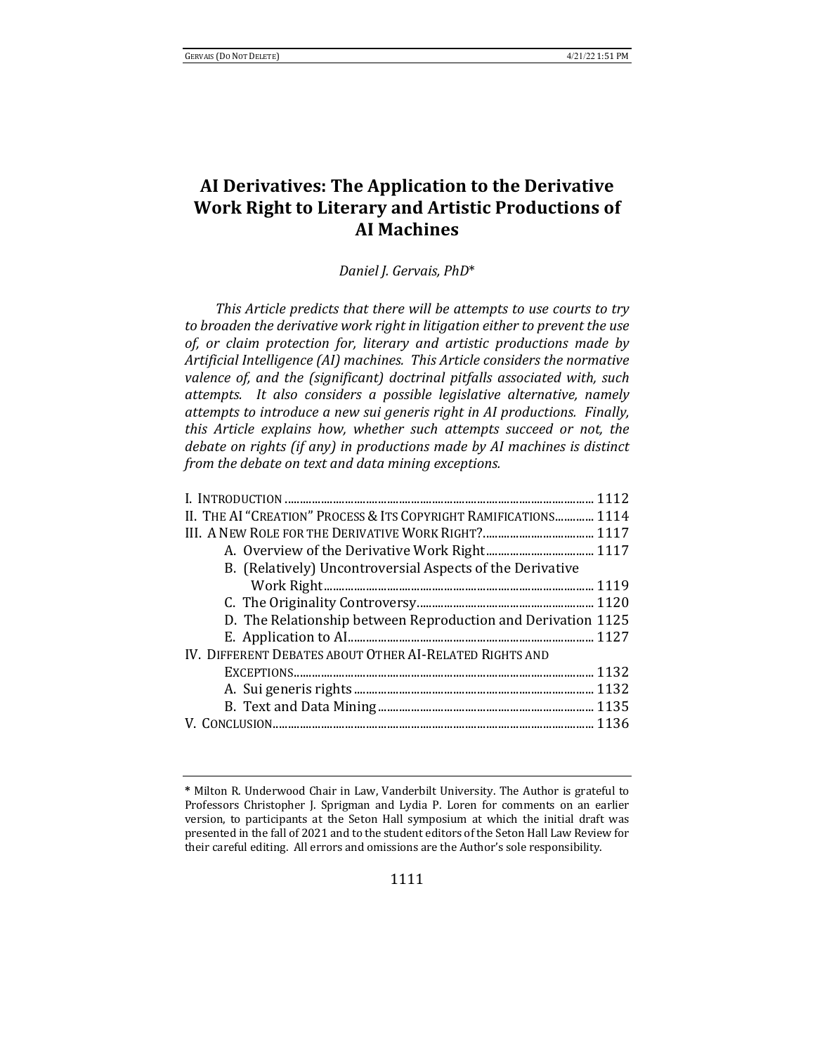# AI Derivatives: The Application to the Derivative Work Right to Literary and Artistic Productions of AI Machines

*Daniel J. Gervais, PhD**

*This Article predicts that there will be attempts to use courts to try to broaden the derivative work right in litigation either to prevent the use of, or claim protection for, literary and artistic productions made by Artificial Intelligence (AI) machines. This Article considers the normative valence of, and the (significant) doctrinal pitfalls associated with, such attempts. It also considers a possible legislative alternative, namely attempts to introduce a new sui generis right in AI productions. Finally, this Article explains how, whether such attempts succeed or not, the debate on rights (if any) in productions made by AI machines is distinct from the debate on text and data mining exceptions.*

| | |
|---|---|
| I. INTRODUCTION | 1112 |
| II. THE AI "CREATION" PROCESS & ITS COPYRIGHT RAMIFICATIONS | 1114 |
| III. A NEW ROLE FOR THE DERIVATIVE WORK RIGHT? | 1117 |
| A. Overview of the Derivative Work Right | 1117 |
| B. (Relatively) Uncontroversial Aspects of the Derivative Work Right | 1119 |
| C. The Originality Controversy | 1120 |
| D. The Relationship between Reproduction and Derivation | 1125 |
| E. Application to AI | 1127 |
| IV. DIFFERENT DEBATES ABOUT OTHER AI-RELATED RIGHTS AND EXCEPTIONS | 1132 |
| A. Sui generis rights | 1132 |
| B. Text and Data Mining | 1135 |
| V. CONCLUSION | 1136 |

---

\* Milton R. Underwood Chair in Law, Vanderbilt University. The Author is grateful to Professors Christopher J. Sprigman and Lydia P. Loren for comments on an earlier version, to participants at the Seton Hall symposium at which the initial draft was presented in the fall of 2021 and to the student editors of the Seton Hall Law Review for their careful editing. All errors and omissions are the Author's sole responsibility.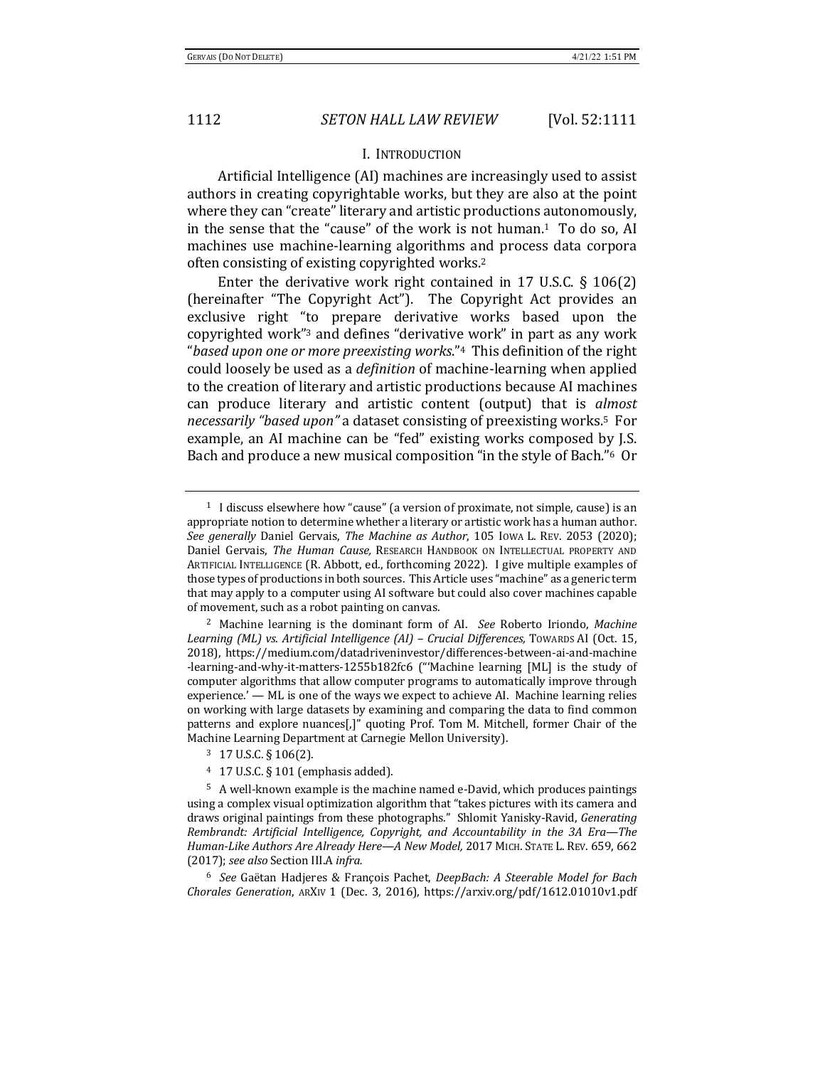## I. Introduction

Artificial Intelligence (AI) machines are increasingly used to assist authors in creating copyrightable works, but they are also at the point where they can "create" literary and artistic productions autonomously, in the sense that the "cause" of the work is not human.[1] To do so, AI machines use machine-learning algorithms and process data corpora often consisting of existing copyrighted works.[2]

Enter the derivative work right contained in 17 U.S.C. § 106(2) (hereinafter "The Copyright Act"). The Copyright Act provides an exclusive right "to prepare derivative works based upon the copyrighted work"[3] and defines "derivative work" in part as any work "*based upon one or more preexisting works*."[4] This definition of the right could loosely be used as a *definition* of machine-learning when applied to the creation of literary and artistic productions because AI machines can produce literary and artistic content (output) that is *almost necessarily "based upon"* a dataset consisting of preexisting works.[5] For example, an AI machine can be "fed" existing works composed by J.S. Bach and produce a new musical composition "in the style of Bach."[6] Or

---

[1] I discuss elsewhere how "cause" (a version of proximate, not simple, cause) is an appropriate notion to determine whether a literary or artistic work has a human author. *See generally* Daniel Gervais, *The Machine as Author*, 105 Iowa L. Rev. 2053 (2020); Daniel Gervais, *The Human Cause,* Research Handbook on Intellectual property and Artificial Intelligence (R. Abbott, ed., forthcoming 2022). I give multiple examples of those types of productions in both sources. This Article uses "machine" as a generic term that may apply to a computer using AI software but could also cover machines capable of movement, such as a robot painting on canvas.

[2] Machine learning is the dominant form of AI. *See* Roberto Iriondo, *Machine Learning (ML) vs. Artificial Intelligence (AI) – Crucial Differences,* Towards AI (Oct. 15, 2018), https://medium.com/datadriveninvestor/differences-between-ai-and-machine-learning-and-why-it-matters-1255b182fc6 ("'Machine learning [ML] is the study of computer algorithms that allow computer programs to automatically improve through experience.' — ML is one of the ways we expect to achieve AI. Machine learning relies on working with large datasets by examining and comparing the data to find common patterns and explore nuances[,]" quoting Prof. Tom M. Mitchell, former Chair of the Machine Learning Department at Carnegie Mellon University).

[3] 17 U.S.C. § 106(2).

[4] 17 U.S.C. § 101 (emphasis added).

[5] A well-known example is the machine named e-David, which produces paintings using a complex visual optimization algorithm that "takes pictures with its camera and draws original paintings from these photographs." Shlomit Yanisky-Ravid, *Generating Rembrandt: Artificial Intelligence, Copyright, and Accountability in the 3A Era—The Human-Like Authors Are Already Here—A New Model,* 2017 Mich. State L. Rev. 659, 662 (2017); *see also* Section III.A *infra.*

[6] *See* Gaëtan Hadjeres & François Pachet, *DeepBach: A Steerable Model for Bach Chorales Generation*, arXiv 1 (Dec. 3, 2016), https://arxiv.org/pdf/1612.01010v1.pdf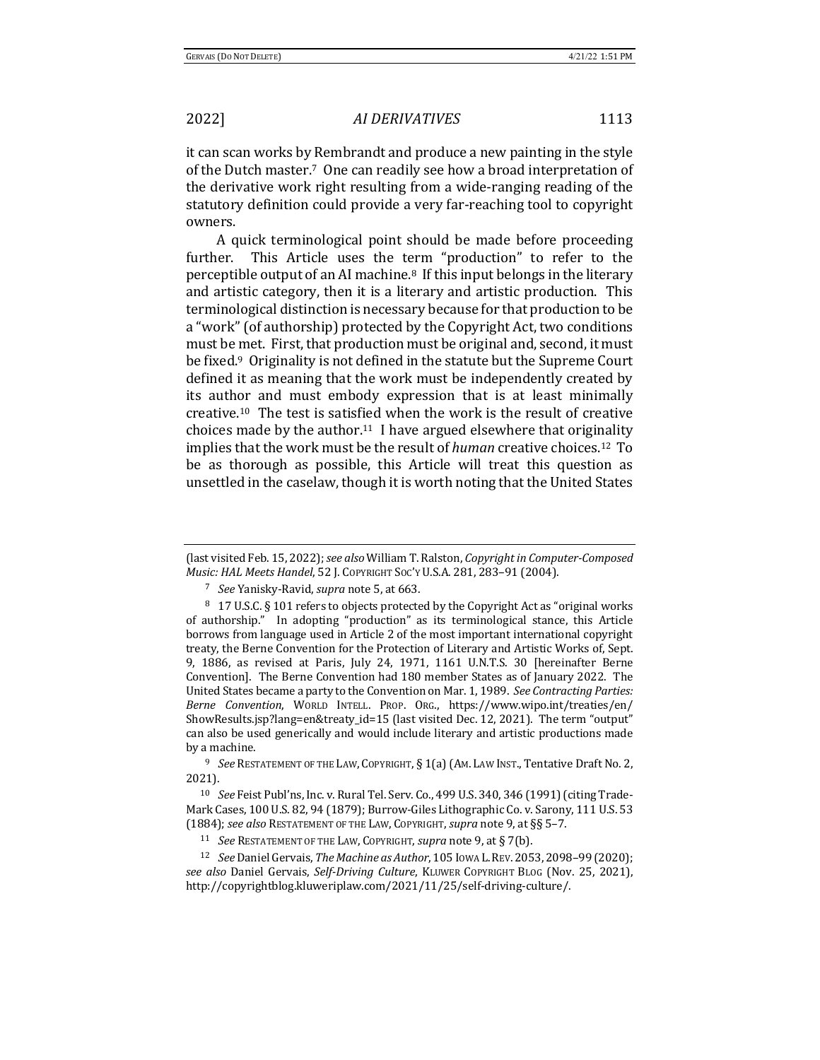it can scan works by Rembrandt and produce a new painting in the style of the Dutch master.[7] One can readily see how a broad interpretation of the derivative work right resulting from a wide-ranging reading of the statutory definition could provide a very far-reaching tool to copyright owners.

A quick terminological point should be made before proceeding further. This Article uses the term "production" to refer to the perceptible output of an AI machine.[8] If this input belongs in the literary and artistic category, then it is a literary and artistic production. This terminological distinction is necessary because for that production to be a "work" (of authorship) protected by the Copyright Act, two conditions must be met. First, that production must be original and, second, it must be fixed.[9] Originality is not defined in the statute but the Supreme Court defined it as meaning that the work must be independently created by its author and must embody expression that is at least minimally creative.[10] The test is satisfied when the work is the result of creative choices made by the author.[11] I have argued elsewhere that originality implies that the work must be the result of *human* creative choices.[12] To be as thorough as possible, this Article will treat this question as unsettled in the caselaw, though it is worth noting that the United States

---

(last visited Feb. 15, 2022); *see also* William T. Ralston, *Copyright in Computer-Composed Music: HAL Meets Handel*, 52 J. COPYRIGHT SOC'Y U.S.A. 281, 283–91 (2004).

[7] *See* Yanisky-Ravid, *supra* note 5, at 663.

[8] 17 U.S.C. § 101 refers to objects protected by the Copyright Act as "original works of authorship." In adopting "production" as its terminological stance, this Article borrows from language used in Article 2 of the most important international copyright treaty, the Berne Convention for the Protection of Literary and Artistic Works of, Sept. 9, 1886, as revised at Paris, July 24, 1971, 1161 U.N.T.S. 30 [hereinafter Berne Convention]. The Berne Convention had 180 member States as of January 2022. The United States became a party to the Convention on Mar. 1, 1989. *See Contracting Parties: Berne Convention*, WORLD INTELL. PROP. ORG., https://www.wipo.int/treaties/en/ShowResults.jsp?lang=en&treaty_id=15 (last visited Dec. 12, 2021). The term "output" can also be used generically and would include literary and artistic productions made by a machine.

[9] *See* RESTATEMENT OF THE LAW, COPYRIGHT, § 1(a) (AM. LAW INST., Tentative Draft No. 2, 2021).

[10] *See* Feist Publ'ns, Inc. v. Rural Tel. Serv. Co., 499 U.S. 340, 346 (1991) (citing Trade-Mark Cases, 100 U.S. 82, 94 (1879); Burrow-Giles Lithographic Co. v. Sarony, 111 U.S. 53 (1884); *see also* RESTATEMENT OF THE LAW, COPYRIGHT, *supra* note 9, at §§ 5–7.

[11] *See* RESTATEMENT OF THE LAW, COPYRIGHT, *supra* note 9, at § 7(b).

[12] *See* Daniel Gervais, *The Machine as Author*, 105 IOWA L. REV. 2053, 2098–99 (2020); *see also* Daniel Gervais, *Self-Driving Culture*, KLUWER COPYRIGHT BLOG (Nov. 25, 2021), http://copyrightblog.kluweriplaw.com/2021/11/25/self-driving-culture/.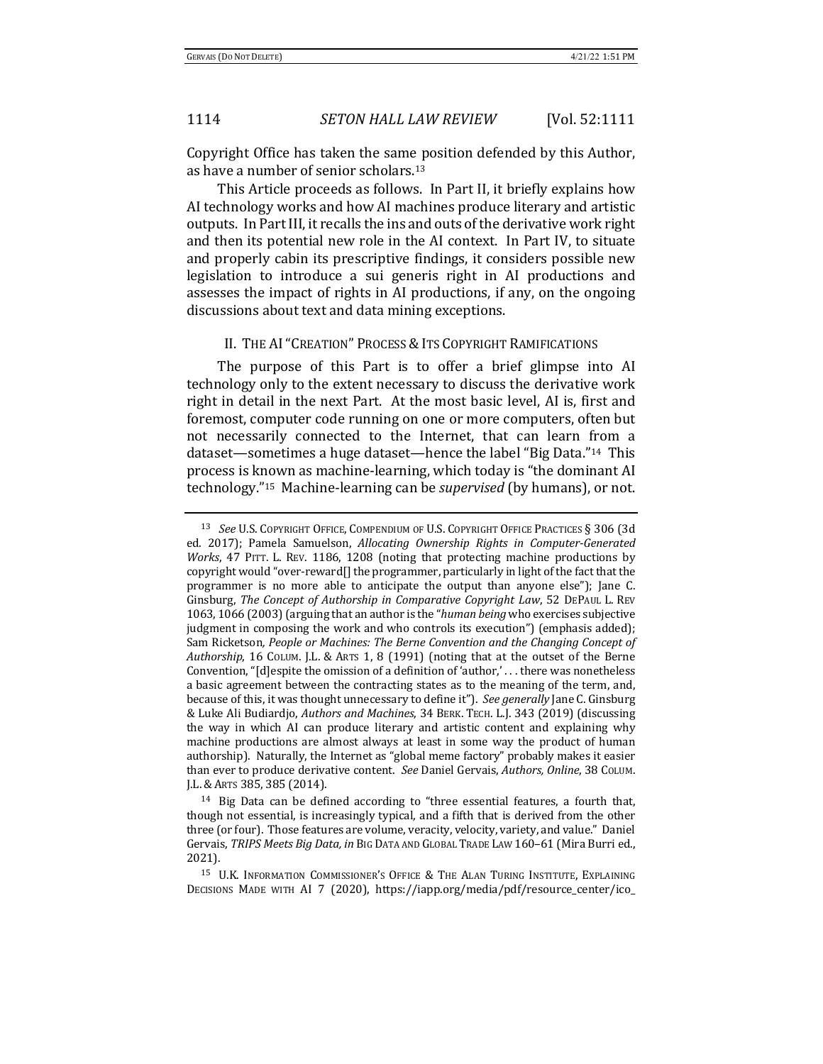Copyright Office has taken the same position defended by this Author, as have a number of senior scholars.[13]

This Article proceeds as follows. In Part II, it briefly explains how AI technology works and how AI machines produce literary and artistic outputs. In Part III, it recalls the ins and outs of the derivative work right and then its potential new role in the AI context. In Part IV, to situate and properly cabin its prescriptive findings, it considers possible new legislation to introduce a sui generis right in AI productions and assesses the impact of rights in AI productions, if any, on the ongoing discussions about text and data mining exceptions.

## II. The AI "Creation" Process & Its Copyright Ramifications

The purpose of this Part is to offer a brief glimpse into AI technology only to the extent necessary to discuss the derivative work right in detail in the next Part. At the most basic level, AI is, first and foremost, computer code running on one or more computers, often but not necessarily connected to the Internet, that can learn from a dataset—sometimes a huge dataset—hence the label "Big Data."[14] This process is known as machine-learning, which today is "the dominant AI technology."[15] Machine-learning can be *supervised* (by humans), or not.

---

[13] *See* U.S. Copyright Office, Compendium of U.S. Copyright Office Practices § 306 (3d ed. 2017); Pamela Samuelson, *Allocating Ownership Rights in Computer-Generated Works*, 47 Pitt. L. Rev. 1186, 1208 (noting that protecting machine productions by copyright would "over-reward[] the programmer, particularly in light of the fact that the programmer is no more able to anticipate the output than anyone else"); Jane C. Ginsburg, *The Concept of Authorship in Comparative Copyright Law*, 52 DePaul L. Rev 1063, 1066 (2003) (arguing that an author is the "*human being* who exercises subjective judgment in composing the work and who controls its execution") (emphasis added); Sam Ricketson, *People or Machines: The Berne Convention and the Changing Concept of Authorship*, 16 Colum. J.L. & Arts 1, 8 (1991) (noting that at the outset of the Berne Convention, "[d]espite the omission of a definition of 'author,' . . . there was nonetheless a basic agreement between the contracting states as to the meaning of the term, and, because of this, it was thought unnecessary to define it"). *See generally* Jane C. Ginsburg & Luke Ali Budiardjo, *Authors and Machines*, 34 Berk. Tech. L.J. 343 (2019) (discussing the way in which AI can produce literary and artistic content and explaining why machine productions are almost always at least in some way the product of human authorship). Naturally, the Internet as "global meme factory" probably makes it easier than ever to produce derivative content. *See* Daniel Gervais, *Authors, Online*, 38 Colum. J.L. & Arts 385, 385 (2014).

[14] Big Data can be defined according to "three essential features, a fourth that, though not essential, is increasingly typical, and a fifth that is derived from the other three (or four). Those features are volume, veracity, velocity, variety, and value." Daniel Gervais, *TRIPS Meets Big Data, in* Big Data and Global Trade Law 160–61 (Mira Burri ed., 2021).

[15] U.K. Information Commissioner's Office & The Alan Turing Institute, Explaining Decisions Made with AI 7 (2020), https://iapp.org/media/pdf/resource_center/ico_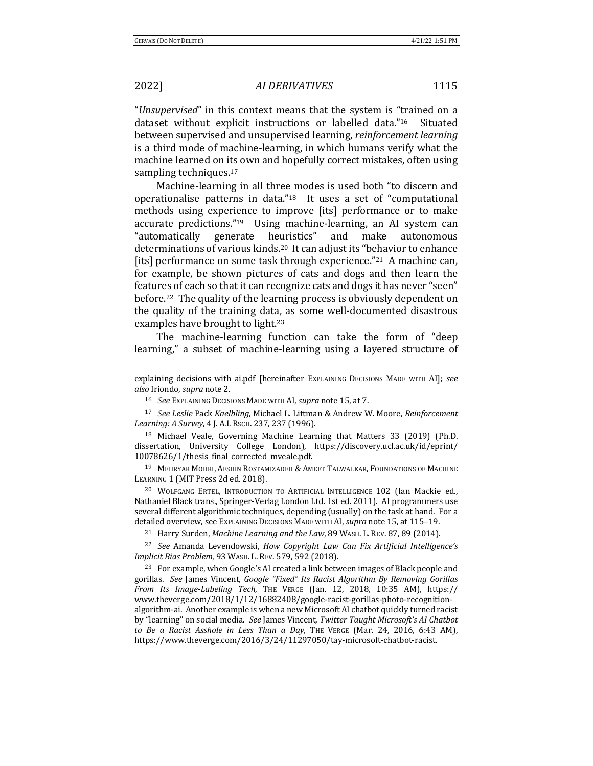"*Unsupervised*" in this context means that the system is "trained on a dataset without explicit instructions or labelled data."[16] Situated between supervised and unsupervised learning, *reinforcement learning* is a third mode of machine-learning, in which humans verify what the machine learned on its own and hopefully correct mistakes, often using sampling techniques.[17]

Machine-learning in all three modes is used both "to discern and operationalise patterns in data."[18] It uses a set of "computational methods using experience to improve [its] performance or to make accurate predictions."[19] Using machine-learning, an AI system can "automatically generate heuristics" and make autonomous determinations of various kinds.[20] It can adjust its "behavior to enhance [its] performance on some task through experience."[21] A machine can, for example, be shown pictures of cats and dogs and then learn the features of each so that it can recognize cats and dogs it has never "seen" before.[22] The quality of the learning process is obviously dependent on the quality of the training data, as some well-documented disastrous examples have brought to light.[23]

The machine-learning function can take the form of "deep learning," a subset of machine-learning using a layered structure of

---

explaining_decisions_with_ai.pdf [hereinafter EXPLAINING DECISIONS MADE WITH AI]; *see also* Iriondo, *supra* note 2.

[16] *See* EXPLAINING DECISIONS MADE WITH AI, *supra* note 15, at 7.

[17] *See Leslie* Pack *Kaelbling*, Michael L. Littman & Andrew W. Moore, *Reinforcement Learning: A Survey*, 4 J. A.I. RSCH. 237, 237 (1996).

[18] Michael Veale, Governing Machine Learning that Matters 33 (2019) (Ph.D. dissertation, University College London), https://discovery.ucl.ac.uk/id/eprint/10078626/1/thesis_final_corrected_mveale.pdf.

[19] MEHRYAR MOHRI, AFSHIN ROSTAMIZADEH & AMEET TALWALKAR, FOUNDATIONS OF MACHINE LEARNING 1 (MIT Press 2d ed. 2018).

[20] WOLFGANG ERTEL, INTRODUCTION TO ARTIFICIAL INTELLIGENCE 102 (Ian Mackie ed., Nathaniel Black trans., Springer-Verlag London Ltd. 1st ed. 2011). AI programmers use several different algorithmic techniques, depending (usually) on the task at hand. For a detailed overview, see EXPLAINING DECISIONS MADE WITH AI, *supra* note 15, at 115–19.

[21] Harry Surden, *Machine Learning and the Law*, 89 WASH. L. REV. 87, 89 (2014).

[22] *See* Amanda Levendowski, *How Copyright Law Can Fix Artificial Intelligence's Implicit Bias Problem*, 93 WASH. L. REV. 579, 592 (2018).

[23] For example, when Google's AI created a link between images of Black people and gorillas. *See* James Vincent, *Google "Fixed" Its Racist Algorithm By Removing Gorillas From Its Image-Labeling Tech*, THE VERGE (Jan. 12, 2018, 10:35 AM), https://www.theverge.com/2018/1/12/16882408/google-racist-gorillas-photo-recognition-algorithm-ai. Another example is when a new Microsoft AI chatbot quickly turned racist by "learning" on social media. *See* James Vincent, *Twitter Taught Microsoft's AI Chatbot to Be a Racist Asshole in Less Than a Day*, THE VERGE (Mar. 24, 2016, 6:43 AM), https://www.theverge.com/2016/3/24/11297050/tay-microsoft-chatbot-racist.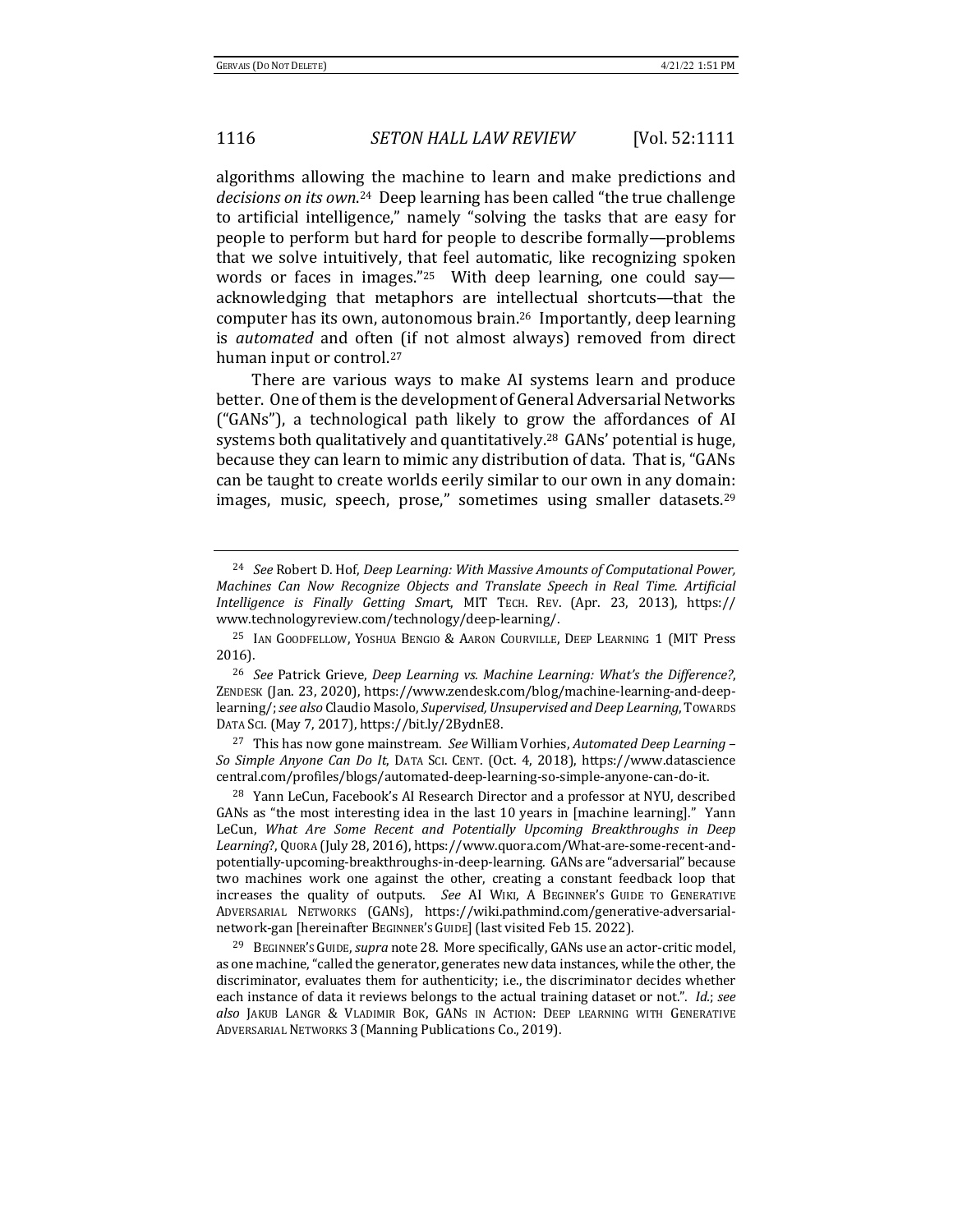algorithms allowing the machine to learn and make predictions and *decisions on its own*.[24] Deep learning has been called "the true challenge to artificial intelligence," namely "solving the tasks that are easy for people to perform but hard for people to describe formally—problems that we solve intuitively, that feel automatic, like recognizing spoken words or faces in images."[25] With deep learning, one could say—acknowledging that metaphors are intellectual shortcuts—that the computer has its own, autonomous brain.[26] Importantly, deep learning is *automated* and often (if not almost always) removed from direct human input or control.[27]

There are various ways to make AI systems learn and produce better. One of them is the development of General Adversarial Networks ("GANs"), a technological path likely to grow the affordances of AI systems both qualitatively and quantitatively.[28] GANs' potential is huge, because they can learn to mimic any distribution of data. That is, "GANs can be taught to create worlds eerily similar to our own in any domain: images, music, speech, prose," sometimes using smaller datasets.[29]

---

[24] *See* Robert D. Hof, *Deep Learning: With Massive Amounts of Computational Power, Machines Can Now Recognize Objects and Translate Speech in Real Time. Artificial Intelligence is Finally Getting Smart*, MIT TECH. REV. (Apr. 23, 2013), https://www.technologyreview.com/technology/deep-learning/.

[25] IAN GOODFELLOW, YOSHUA BENGIO & AARON COURVILLE, DEEP LEARNING 1 (MIT Press 2016).

[26] *See* Patrick Grieve, *Deep Learning vs. Machine Learning: What's the Difference?*, ZENDESK (Jan. 23, 2020), https://www.zendesk.com/blog/machine-learning-and-deep-learning/; *see also* Claudio Masolo, *Supervised, Unsupervised and Deep Learning*, TOWARDS DATA SCI. (May 7, 2017), https://bit.ly/2BydnE8.

[27] This has now gone mainstream. *See* William Vorhies, *Automated Deep Learning – So Simple Anyone Can Do It*, DATA SCI. CENT. (Oct. 4, 2018), https://www.datasciencecentral.com/profiles/blogs/automated-deep-learning-so-simple-anyone-can-do-it.

[28] Yann LeCun, Facebook's AI Research Director and a professor at NYU, described GANs as "the most interesting idea in the last 10 years in [machine learning]." Yann LeCun, *What Are Some Recent and Potentially Upcoming Breakthroughs in Deep Learning*?, QUORA (July 28, 2016), https://www.quora.com/What-are-some-recent-and-potentially-upcoming-breakthroughs-in-deep-learning. GANs are "adversarial" because two machines work one against the other, creating a constant feedback loop that increases the quality of outputs. *See* AI WIKI, A BEGINNER'S GUIDE TO GENERATIVE ADVERSARIAL NETWORKS (GANS), https://wiki.pathmind.com/generative-adversarial-network-gan [hereinafter BEGINNER'S GUIDE] (last visited Feb 15. 2022).

[29] BEGINNER'S GUIDE, *supra* note 28. More specifically, GANs use an actor-critic model, as one machine, "called the generator, generates new data instances, while the other, the discriminator, evaluates them for authenticity; i.e., the discriminator decides whether each instance of data it reviews belongs to the actual training dataset or not.". *Id.*; *see also* JAKUB LANGR & VLADIMIR BOK, GANS IN ACTION: DEEP LEARNING WITH GENERATIVE ADVERSARIAL NETWORKS 3 (Manning Publications Co., 2019).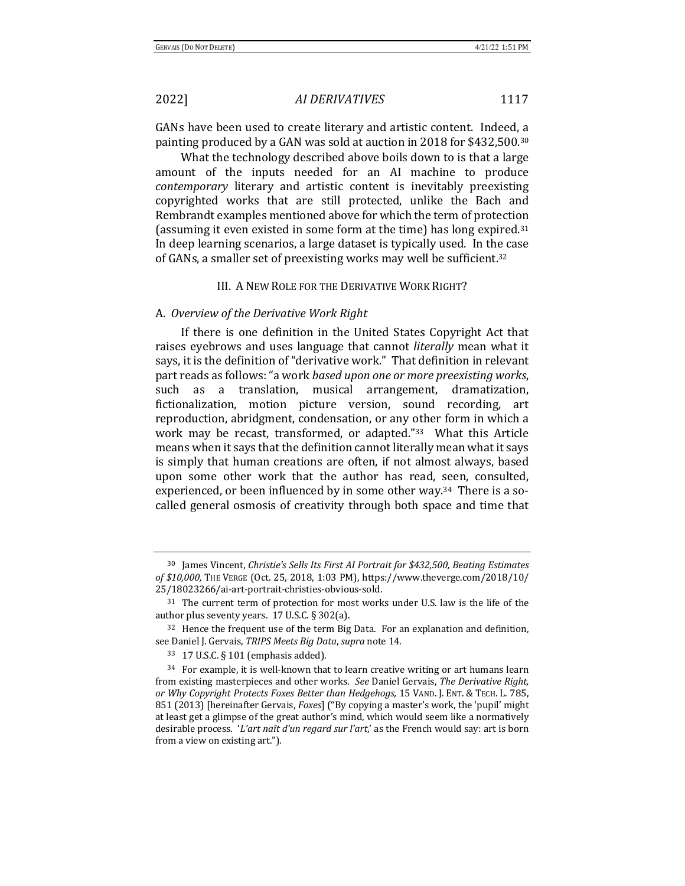GANs have been used to create literary and artistic content. Indeed, a painting produced by a GAN was sold at auction in 2018 for $432,500.[30]

What the technology described above boils down to is that a large amount of the inputs needed for an AI machine to produce *contemporary* literary and artistic content is inevitably preexisting copyrighted works that are still protected, unlike the Bach and Rembrandt examples mentioned above for which the term of protection (assuming it even existed in some form at the time) has long expired.[31] In deep learning scenarios, a large dataset is typically used. In the case of GANs, a smaller set of preexisting works may well be sufficient.[32]

## III. A New Role for the Derivative Work Right?

### A. *Overview of the Derivative Work Right*

If there is one definition in the United States Copyright Act that raises eyebrows and uses language that cannot *literally* mean what it says, it is the definition of "derivative work." That definition in relevant part reads as follows: "a work *based upon one or more preexisting works*, such as a translation, musical arrangement, dramatization, fictionalization, motion picture version, sound recording, art reproduction, abridgment, condensation, or any other form in which a work may be recast, transformed, or adapted."[33] What this Article means when it says that the definition cannot literally mean what it says is simply that human creations are often, if not almost always, based upon some other work that the author has read, seen, consulted, experienced, or been influenced by in some other way.[34] There is a so-called general osmosis of creativity through both space and time that

---

[30] James Vincent, *Christie's Sells Its First AI Portrait for $432,500, Beating Estimates of $10,000*, The Verge (Oct. 25, 2018, 1:03 PM), https://www.theverge.com/2018/10/25/18023266/ai-art-portrait-christies-obvious-sold.

[31] The current term of protection for most works under U.S. law is the life of the author plus seventy years. 17 U.S.C. § 302(a).

[32] Hence the frequent use of the term Big Data. For an explanation and definition, see Daniel J. Gervais, *TRIPS Meets Big Data*, *supra* note 14.

[33] 17 U.S.C. § 101 (emphasis added).

[34] For example, it is well-known that to learn creative writing or art humans learn from existing masterpieces and other works. *See* Daniel Gervais, *The Derivative Right, or Why Copyright Protects Foxes Better than Hedgehogs,* 15 Vand. J. Ent. & Tech. L. 785, 851 (2013) [hereinafter Gervais, *Foxes*] ("By copying a master's work, the 'pupil' might at least get a glimpse of the great author's mind, which would seem like a normatively desirable process. '*L'art naît d'un regard sur l'art*,' as the French would say: art is born from a view on existing art.").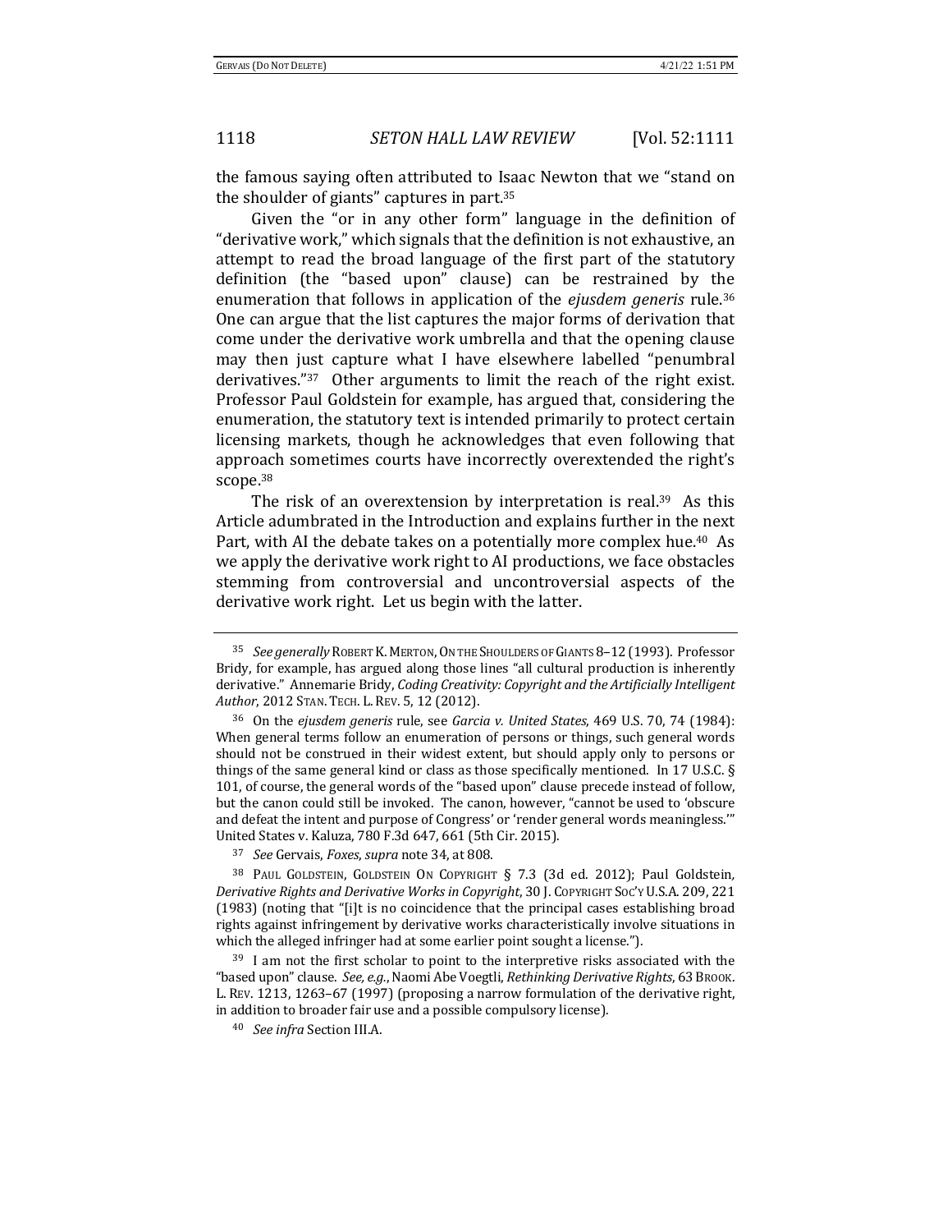the famous saying often attributed to Isaac Newton that we "stand on the shoulder of giants" captures in part.[35]

Given the "or in any other form" language in the definition of "derivative work," which signals that the definition is not exhaustive, an attempt to read the broad language of the first part of the statutory definition (the "based upon" clause) can be restrained by the enumeration that follows in application of the *ejusdem generis* rule.[36] One can argue that the list captures the major forms of derivation that come under the derivative work umbrella and that the opening clause may then just capture what I have elsewhere labelled "penumbral derivatives."[37] Other arguments to limit the reach of the right exist. Professor Paul Goldstein for example, has argued that, considering the enumeration, the statutory text is intended primarily to protect certain licensing markets, though he acknowledges that even following that approach sometimes courts have incorrectly overextended the right's scope.[38]

The risk of an overextension by interpretation is real.[39] As this Article adumbrated in the Introduction and explains further in the next Part, with AI the debate takes on a potentially more complex hue.[40] As we apply the derivative work right to AI productions, we face obstacles stemming from controversial and uncontroversial aspects of the derivative work right. Let us begin with the latter.

---

[35] *See generally* ROBERT K. MERTON, ON THE SHOULDERS OF GIANTS 8–12 (1993). Professor Bridy, for example, has argued along those lines "all cultural production is inherently derivative." Annemarie Bridy, *Coding Creativity: Copyright and the Artificially Intelligent Author*, 2012 STAN. TECH. L. REV. 5, 12 (2012).

[36] On the *ejusdem generis* rule, see *Garcia v. United States*, 469 U.S. 70, 74 (1984): When general terms follow an enumeration of persons or things, such general words should not be construed in their widest extent, but should apply only to persons or things of the same general kind or class as those specifically mentioned. In 17 U.S.C. § 101, of course, the general words of the "based upon" clause precede instead of follow, but the canon could still be invoked. The canon, however, "cannot be used to 'obscure and defeat the intent and purpose of Congress' or 'render general words meaningless.'" United States v. Kaluza, 780 F.3d 647, 661 (5th Cir. 2015).

[37] *See* Gervais, *Foxes*, *supra* note 34, at 808.

[38] PAUL GOLDSTEIN, GOLDSTEIN ON COPYRIGHT § 7.3 (3d ed. 2012); Paul Goldstein, *Derivative Rights and Derivative Works in Copyright*, 30 J. COPYRIGHT SOC'Y U.S.A. 209, 221 (1983) (noting that "[i]t is no coincidence that the principal cases establishing broad rights against infringement by derivative works characteristically involve situations in which the alleged infringer had at some earlier point sought a license.").

[39] I am not the first scholar to point to the interpretive risks associated with the "based upon" clause. *See, e.g.*, Naomi Abe Voegtli, *Rethinking Derivative Rights*, 63 BROOK. L. REV. 1213, 1263–67 (1997) (proposing a narrow formulation of the derivative right, in addition to broader fair use and a possible compulsory license).

[40] *See infra* Section III.A.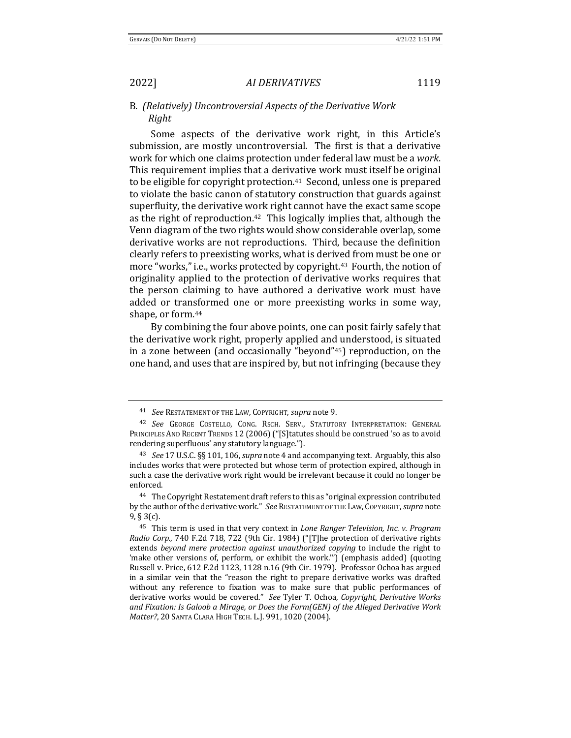### B. *(Relatively) Uncontroversial Aspects of the Derivative Work Right*

Some aspects of the derivative work right, in this Article's submission, are mostly uncontroversial. The first is that a derivative work for which one claims protection under federal law must be a *work*. This requirement implies that a derivative work must itself be original to be eligible for copyright protection.[41] Second, unless one is prepared to violate the basic canon of statutory construction that guards against superfluity, the derivative work right cannot have the exact same scope as the right of reproduction.[42] This logically implies that, although the Venn diagram of the two rights would show considerable overlap, some derivative works are not reproductions. Third, because the definition clearly refers to preexisting works, what is derived from must be one or more "works," i.e., works protected by copyright.[43] Fourth, the notion of originality applied to the protection of derivative works requires that the person claiming to have authored a derivative work must have added or transformed one or more preexisting works in some way, shape, or form.[44]

By combining the four above points, one can posit fairly safely that the derivative work right, properly applied and understood, is situated in a zone between (and occasionally "beyond"[45]) reproduction, on the one hand, and uses that are inspired by, but not infringing (because they

---

[41] *See* RESTATEMENT OF THE LAW, COPYRIGHT, *supra* note 9.

[42] *See* GEORGE COSTELLO, CONG. RSCH. SERV., STATUTORY INTERPRETATION: GENERAL PRINCIPLES AND RECENT TRENDS 12 (2006) ("[S]tatutes should be construed 'so as to avoid rendering superfluous' any statutory language.").

[43] *See* 17 U.S.C. §§ 101, 106, *supra* note 4 and accompanying text. Arguably, this also includes works that were protected but whose term of protection expired, although in such a case the derivative work right would be irrelevant because it could no longer be enforced.

[44] The Copyright Restatement draft refers to this as "original expression contributed by the author of the derivative work." *See* RESTATEMENT OF THE LAW, COPYRIGHT, *supra* note 9, § 3(c).

[45] This term is used in that very context in *Lone Ranger Television, Inc. v. Program Radio Corp.*, 740 F.2d 718, 722 (9th Cir. 1984) ("[T]he protection of derivative rights extends *beyond mere protection against unauthorized copying* to include the right to 'make other versions of, perform, or exhibit the work.'") (emphasis added) (quoting Russell v. Price, 612 F.2d 1123, 1128 n.16 (9th Cir. 1979). Professor Ochoa has argued in a similar vein that the "reason the right to prepare derivative works was drafted without any reference to fixation was to make sure that public performances of derivative works would be covered." *See* Tyler T. Ochoa, *Copyright, Derivative Works and Fixation: Is Galoob a Mirage, or Does the Form(GEN) of the Alleged Derivative Work Matter?*, 20 SANTA CLARA HIGH TECH. L.J. 991, 1020 (2004).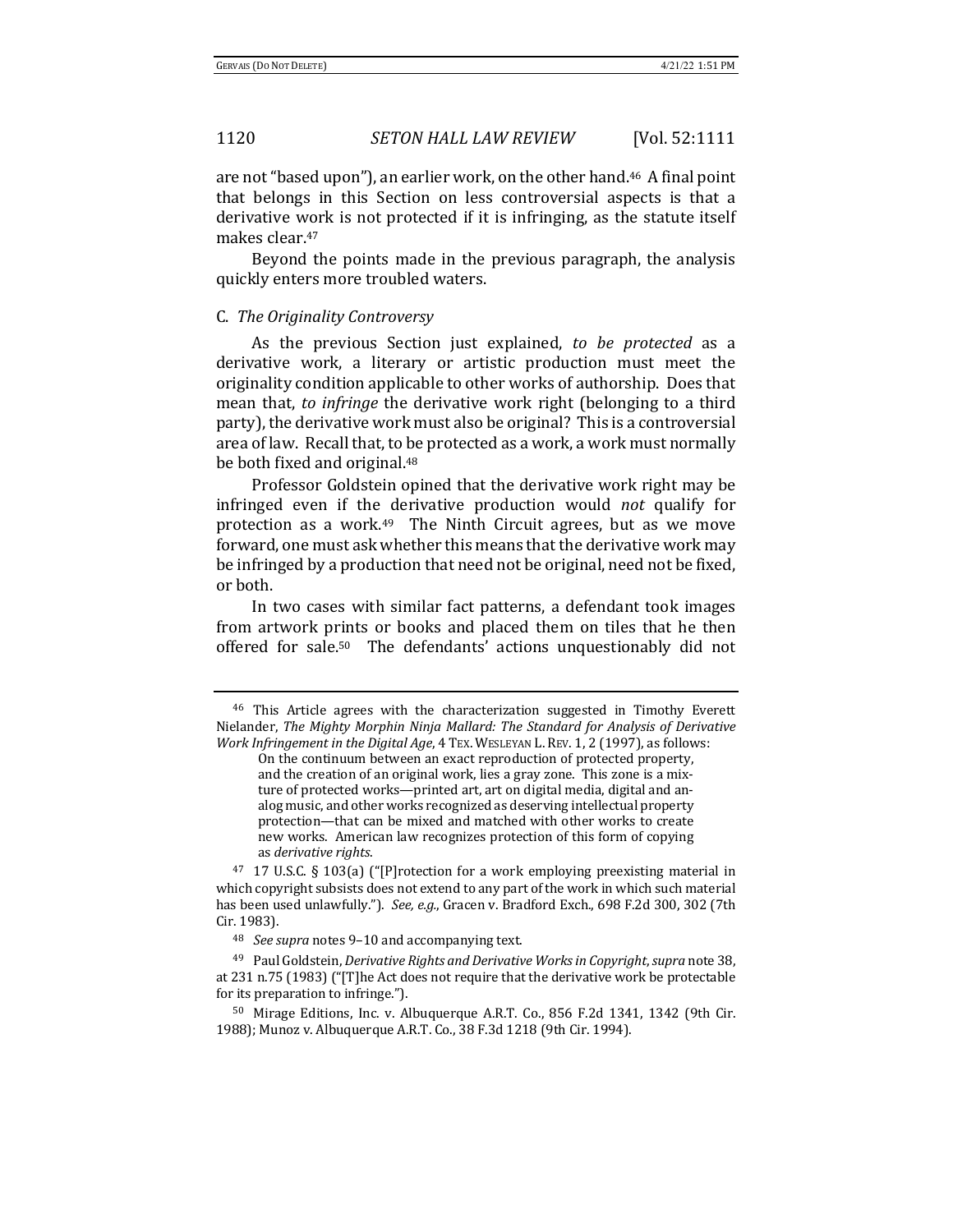are not "based upon"), an earlier work, on the other hand.[46] A final point that belongs in this Section on less controversial aspects is that a derivative work is not protected if it is infringing, as the statute itself makes clear.[47]

Beyond the points made in the previous paragraph, the analysis quickly enters more troubled waters.

### C. *The Originality Controversy*

As the previous Section just explained, *to be protected* as a derivative work, a literary or artistic production must meet the originality condition applicable to other works of authorship. Does that mean that, *to infringe* the derivative work right (belonging to a third party), the derivative work must also be original? This is a controversial area of law. Recall that, to be protected as a work, a work must normally be both fixed and original.[48]

Professor Goldstein opined that the derivative work right may be infringed even if the derivative production would *not* qualify for protection as a work.[49] The Ninth Circuit agrees, but as we move forward, one must ask whether this means that the derivative work may be infringed by a production that need not be original, need not be fixed, or both.

In two cases with similar fact patterns, a defendant took images from artwork prints or books and placed them on tiles that he then offered for sale.[50] The defendants' actions unquestionably did not

---

[46] This Article agrees with the characterization suggested in Timothy Everett Nielander, *The Mighty Morphin Ninja Mallard: The Standard for Analysis of Derivative Work Infringement in the Digital Age*, 4 TEX. WESLEYAN L. REV. 1, 2 (1997), as follows:

> On the continuum between an exact reproduction of protected property, and the creation of an original work, lies a gray zone. This zone is a mixture of protected works—printed art, art on digital media, digital and analog music, and other works recognized as deserving intellectual property protection—that can be mixed and matched with other works to create new works. American law recognizes protection of this form of copying as *derivative rights*.

[47] 17 U.S.C. § 103(a) ("[P]rotection for a work employing preexisting material in which copyright subsists does not extend to any part of the work in which such material has been used unlawfully."). *See, e.g.*, Gracen v. Bradford Exch., 698 F.2d 300, 302 (7th Cir. 1983).

[48] *See supra* notes 9–10 and accompanying text.

[49] Paul Goldstein, *Derivative Rights and Derivative Works in Copyright*, *supra* note 38, at 231 n.75 (1983) ("[T]he Act does not require that the derivative work be protectable for its preparation to infringe.").

[50] Mirage Editions, Inc. v. Albuquerque A.R.T. Co., 856 F.2d 1341, 1342 (9th Cir. 1988); Munoz v. Albuquerque A.R.T. Co., 38 F.3d 1218 (9th Cir. 1994).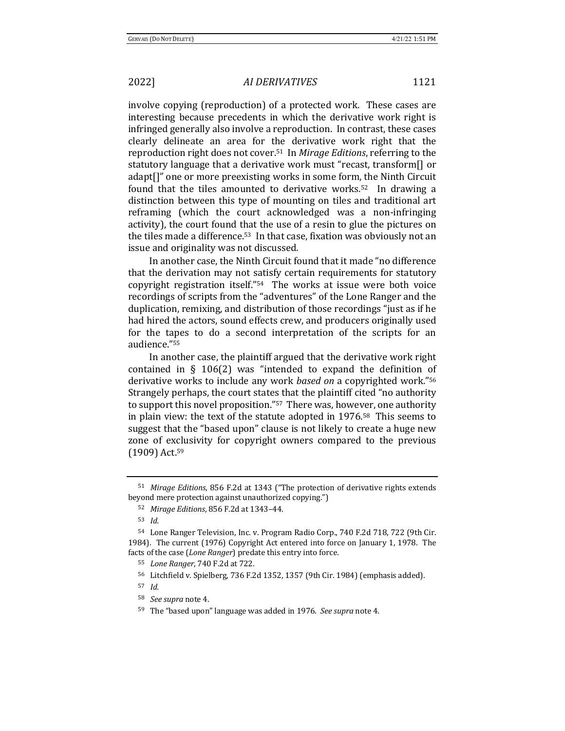involve copying (reproduction) of a protected work. These cases are interesting because precedents in which the derivative work right is infringed generally also involve a reproduction. In contrast, these cases clearly delineate an area for the derivative work right that the reproduction right does not cover.[51] In *Mirage Editions*, referring to the statutory language that a derivative work must "recast, transform[] or adapt[]" one or more preexisting works in some form, the Ninth Circuit found that the tiles amounted to derivative works.[52] In drawing a distinction between this type of mounting on tiles and traditional art reframing (which the court acknowledged was a non-infringing activity), the court found that the use of a resin to glue the pictures on the tiles made a difference.[53] In that case, fixation was obviously not an issue and originality was not discussed.

In another case, the Ninth Circuit found that it made "no difference that the derivation may not satisfy certain requirements for statutory copyright registration itself."[54] The works at issue were both voice recordings of scripts from the "adventures" of the Lone Ranger and the duplication, remixing, and distribution of those recordings "just as if he had hired the actors, sound effects crew, and producers originally used for the tapes to do a second interpretation of the scripts for an audience."[55]

In another case, the plaintiff argued that the derivative work right contained in § 106(2) was "intended to expand the definition of derivative works to include any work *based on* a copyrighted work."[56] Strangely perhaps, the court states that the plaintiff cited "no authority to support this novel proposition."[57] There was, however, one authority in plain view: the text of the statute adopted in 1976.[58] This seems to suggest that the "based upon" clause is not likely to create a huge new zone of exclusivity for copyright owners compared to the previous (1909) Act.[59]

---

[51] *Mirage Editions*, 856 F.2d at 1343 ("The protection of derivative rights extends beyond mere protection against unauthorized copying.")

[52] *Mirage Editions*, 856 F.2d at 1343–44.

[53] *Id.*

[54] Lone Ranger Television, Inc. v. Program Radio Corp., 740 F.2d 718, 722 (9th Cir. 1984). The current (1976) Copyright Act entered into force on January 1, 1978. The facts of the case (*Lone Ranger*) predate this entry into force.

[55] *Lone Ranger*, 740 F.2d at 722.

[56] Litchfield v. Spielberg, 736 F.2d 1352, 1357 (9th Cir. 1984) (emphasis added).

[57] *Id.*

[58] *See supra* note 4.

[59] The "based upon" language was added in 1976. *See supra* note 4.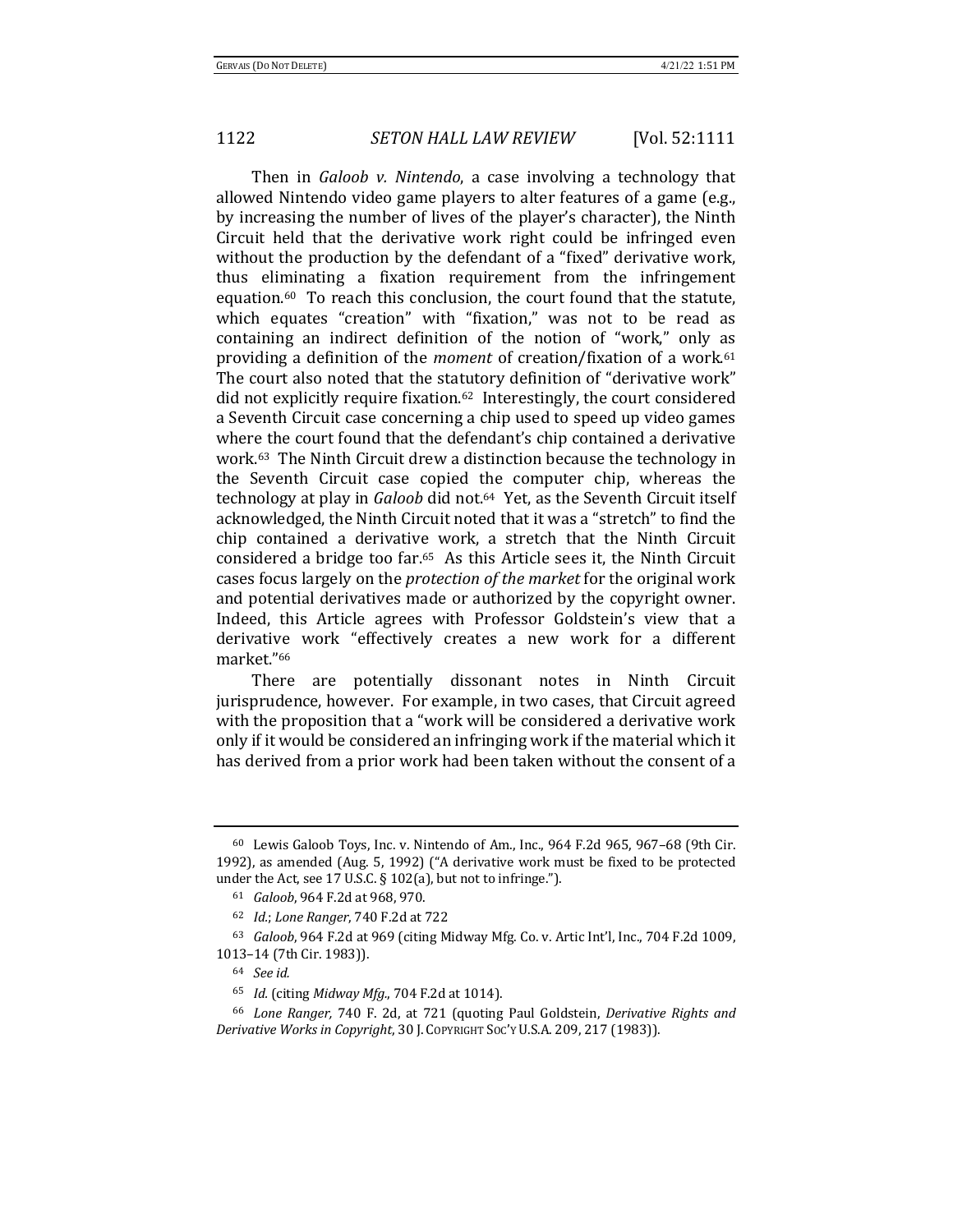Then in *Galoob v. Nintendo*, a case involving a technology that allowed Nintendo video game players to alter features of a game (e.g., by increasing the number of lives of the player's character), the Ninth Circuit held that the derivative work right could be infringed even without the production by the defendant of a "fixed" derivative work, thus eliminating a fixation requirement from the infringement equation.[60] To reach this conclusion, the court found that the statute, which equates "creation" with "fixation," was not to be read as containing an indirect definition of the notion of "work," only as providing a definition of the *moment* of creation/fixation of a work.[61] The court also noted that the statutory definition of "derivative work" did not explicitly require fixation.[62] Interestingly, the court considered a Seventh Circuit case concerning a chip used to speed up video games where the court found that the defendant's chip contained a derivative work.[63] The Ninth Circuit drew a distinction because the technology in the Seventh Circuit case copied the computer chip, whereas the technology at play in *Galoob* did not.[64] Yet, as the Seventh Circuit itself acknowledged, the Ninth Circuit noted that it was a "stretch" to find the chip contained a derivative work, a stretch that the Ninth Circuit considered a bridge too far.[65] As this Article sees it, the Ninth Circuit cases focus largely on the *protection of the market* for the original work and potential derivatives made or authorized by the copyright owner. Indeed, this Article agrees with Professor Goldstein's view that a derivative work "effectively creates a new work for a different market."[66]

There are potentially dissonant notes in Ninth Circuit jurisprudence, however. For example, in two cases, that Circuit agreed with the proposition that a "work will be considered a derivative work only if it would be considered an infringing work if the material which it has derived from a prior work had been taken without the consent of a

---

[60] Lewis Galoob Toys, Inc. v. Nintendo of Am., Inc., 964 F.2d 965, 967–68 (9th Cir. 1992), as amended (Aug. 5, 1992) ("A derivative work must be fixed to be protected under the Act, see 17 U.S.C. § 102(a), but not to infringe.").

[61] *Galoob*, 964 F.2d at 968, 970.

[62] *Id.*; *Lone Ranger*, 740 F.2d at 722

[63] *Galoob*, 964 F.2d at 969 (citing Midway Mfg. Co. v. Artic Int'l, Inc., 704 F.2d 1009, 1013–14 (7th Cir. 1983)).

[64] *See id.*

[65] *Id.* (citing *Midway Mfg.*, 704 F.2d at 1014).

[66] *Lone Ranger,* 740 F. 2d, at 721 (quoting Paul Goldstein, *Derivative Rights and Derivative Works in Copyright*, 30 J. COPYRIGHT SOC'Y U.S.A. 209, 217 (1983)).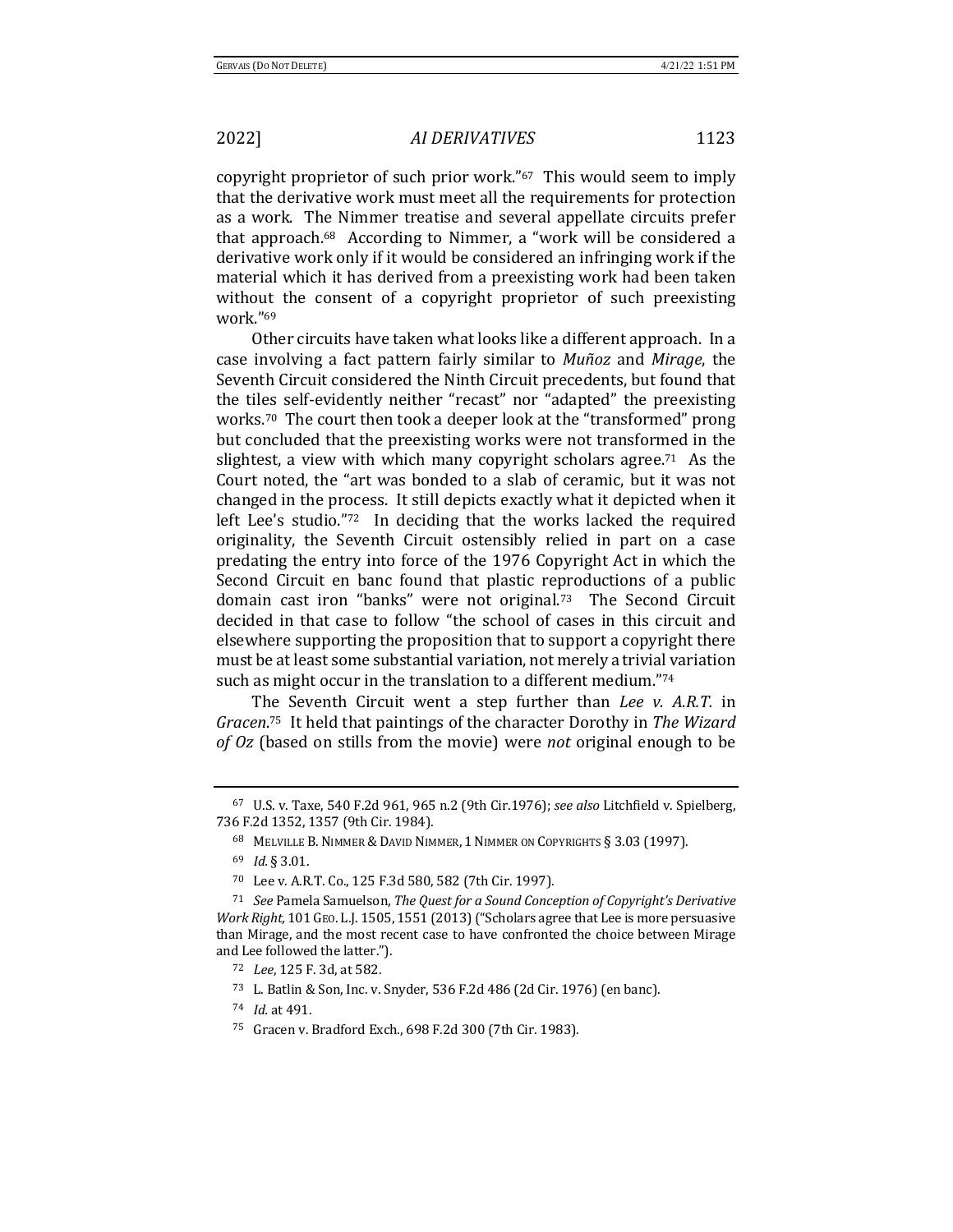copyright proprietor of such prior work."[67] This would seem to imply that the derivative work must meet all the requirements for protection as a work. The Nimmer treatise and several appellate circuits prefer that approach.[68] According to Nimmer, a "work will be considered a derivative work only if it would be considered an infringing work if the material which it has derived from a preexisting work had been taken without the consent of a copyright proprietor of such preexisting work."[69]

Other circuits have taken what looks like a different approach. In a case involving a fact pattern fairly similar to *Muñoz* and *Mirage*, the Seventh Circuit considered the Ninth Circuit precedents, but found that the tiles self-evidently neither "recast" nor "adapted" the preexisting works.[70] The court then took a deeper look at the "transformed" prong but concluded that the preexisting works were not transformed in the slightest, a view with which many copyright scholars agree.[71] As the Court noted, the "art was bonded to a slab of ceramic, but it was not changed in the process. It still depicts exactly what it depicted when it left Lee's studio."[72] In deciding that the works lacked the required originality, the Seventh Circuit ostensibly relied in part on a case predating the entry into force of the 1976 Copyright Act in which the Second Circuit en banc found that plastic reproductions of a public domain cast iron "banks" were not original.[73] The Second Circuit decided in that case to follow "the school of cases in this circuit and elsewhere supporting the proposition that to support a copyright there must be at least some substantial variation, not merely a trivial variation such as might occur in the translation to a different medium."[74]

The Seventh Circuit went a step further than *Lee v. A.R.T.* in *Gracen*.[75] It held that paintings of the character Dorothy in *The Wizard of Oz* (based on stills from the movie) were *not* original enough to be

---

[67] U.S. v. Taxe, 540 F.2d 961, 965 n.2 (9th Cir.1976); *see also* Litchfield v. Spielberg, 736 F.2d 1352, 1357 (9th Cir. 1984).

[68] MELVILLE B. NIMMER & DAVID NIMMER, 1 NIMMER ON COPYRIGHTS § 3.03 (1997).

[69] *Id.* § 3.01.

[70] Lee v. A.R.T. Co., 125 F.3d 580, 582 (7th Cir. 1997).

[71] *See* Pamela Samuelson, *The Quest for a Sound Conception of Copyright's Derivative Work Right,* 101 GEO. L.J. 1505, 1551 (2013) ("Scholars agree that Lee is more persuasive than Mirage, and the most recent case to have confronted the choice between Mirage and Lee followed the latter.").

[72] *Lee*, 125 F. 3d, at 582.

[73] L. Batlin & Son, Inc. v. Snyder, 536 F.2d 486 (2d Cir. 1976) (en banc).

[74] *Id.* at 491.

[75] Gracen v. Bradford Exch., 698 F.2d 300 (7th Cir. 1983).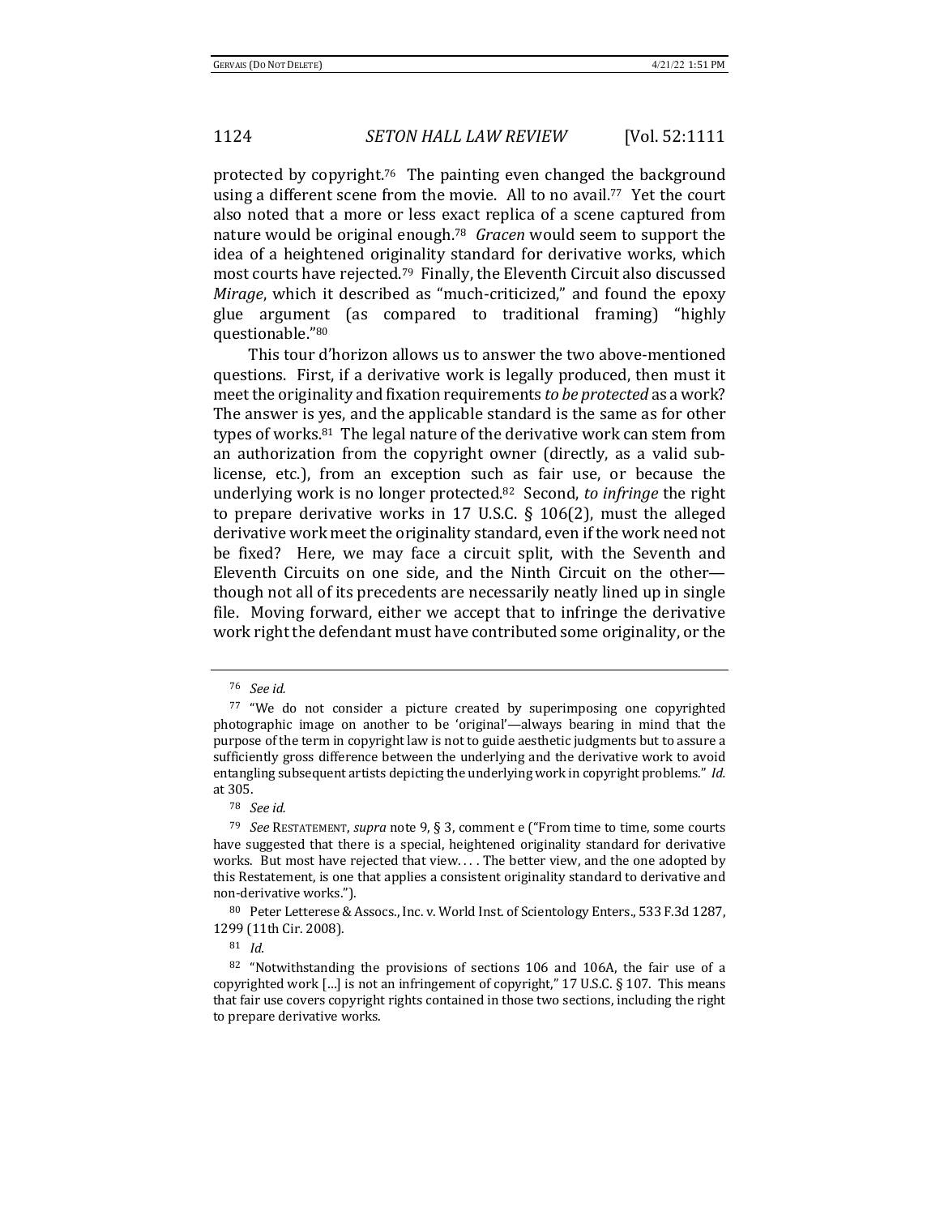protected by copyright.[76] The painting even changed the background using a different scene from the movie. All to no avail.[77] Yet the court also noted that a more or less exact replica of a scene captured from nature would be original enough.[78] *Gracen* would seem to support the idea of a heightened originality standard for derivative works, which most courts have rejected.[79] Finally, the Eleventh Circuit also discussed *Mirage*, which it described as "much-criticized," and found the epoxy glue argument (as compared to traditional framing) "highly questionable."[80]

This tour d'horizon allows us to answer the two above-mentioned questions. First, if a derivative work is legally produced, then must it meet the originality and fixation requirements *to be protected* as a work? The answer is yes, and the applicable standard is the same as for other types of works.[81] The legal nature of the derivative work can stem from an authorization from the copyright owner (directly, as a valid sub-license, etc.), from an exception such as fair use, or because the underlying work is no longer protected.[82] Second, *to infringe* the right to prepare derivative works in 17 U.S.C. § 106(2), must the alleged derivative work meet the originality standard, even if the work need not be fixed? Here, we may face a circuit split, with the Seventh and Eleventh Circuits on one side, and the Ninth Circuit on the other—though not all of its precedents are necessarily neatly lined up in single file. Moving forward, either we accept that to infringe the derivative work right the defendant must have contributed some originality, or the

---

[76] *See id.*

[77] "We do not consider a picture created by superimposing one copyrighted photographic image on another to be 'original'—always bearing in mind that the purpose of the term in copyright law is not to guide aesthetic judgments but to assure a sufficiently gross difference between the underlying and the derivative work to avoid entangling subsequent artists depicting the underlying work in copyright problems." *Id.* at 305.

[78] *See id.*

[79] *See* RESTATEMENT, *supra* note 9, § 3, comment e ("From time to time, some courts have suggested that there is a special, heightened originality standard for derivative works. But most have rejected that view. . . . The better view, and the one adopted by this Restatement, is one that applies a consistent originality standard to derivative and non-derivative works.").

[80] Peter Letterese & Assocs., Inc. v. World Inst. of Scientology Enters., 533 F.3d 1287, 1299 (11th Cir. 2008).

[81] *Id.*

[82] "Notwithstanding the provisions of sections 106 and 106A, the fair use of a copyrighted work […] is not an infringement of copyright," 17 U.S.C. § 107. This means that fair use covers copyright rights contained in those two sections, including the right to prepare derivative works.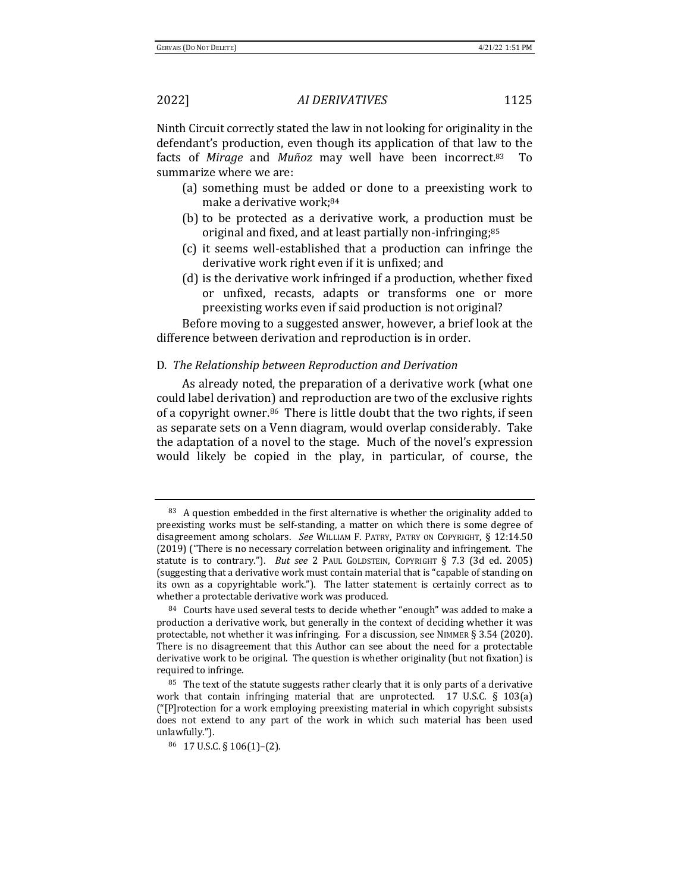Ninth Circuit correctly stated the law in not looking for originality in the defendant's production, even though its application of that law to the facts of *Mirage* and *Muñoz* may well have been incorrect.[83] To summarize where we are:

(a) something must be added or done to a preexisting work to make a derivative work;[84]

(b) to be protected as a derivative work, a production must be original and fixed, and at least partially non-infringing;[85]

(c) it seems well-established that a production can infringe the derivative work right even if it is unfixed; and

(d) is the derivative work infringed if a production, whether fixed or unfixed, recasts, adapts or transforms one or more preexisting works even if said production is not original?

Before moving to a suggested answer, however, a brief look at the difference between derivation and reproduction is in order.

### D. *The Relationship between Reproduction and Derivation*

As already noted, the preparation of a derivative work (what one could label derivation) and reproduction are two of the exclusive rights of a copyright owner.[86] There is little doubt that the two rights, if seen as separate sets on a Venn diagram, would overlap considerably. Take the adaptation of a novel to the stage. Much of the novel's expression would likely be copied in the play, in particular, of course, the

---

[83] A question embedded in the first alternative is whether the originality added to preexisting works must be self-standing, a matter on which there is some degree of disagreement among scholars. *See* WILLIAM F. PATRY, PATRY ON COPYRIGHT, § 12:14.50 (2019) ("There is no necessary correlation between originality and infringement. The statute is to contrary."). *But see* 2 PAUL GOLDSTEIN, COPYRIGHT § 7.3 (3d ed. 2005) (suggesting that a derivative work must contain material that is "capable of standing on its own as a copyrightable work."). The latter statement is certainly correct as to whether a protectable derivative work was produced.

[84] Courts have used several tests to decide whether "enough" was added to make a production a derivative work, but generally in the context of deciding whether it was protectable, not whether it was infringing. For a discussion, see NIMMER § 3.54 (2020). There is no disagreement that this Author can see about the need for a protectable derivative work to be original. The question is whether originality (but not fixation) is required to infringe.

[85] The text of the statute suggests rather clearly that it is only parts of a derivative work that contain infringing material that are unprotected. 17 U.S.C. § 103(a) ("[P]rotection for a work employing preexisting material in which copyright subsists does not extend to any part of the work in which such material has been used unlawfully.").

[86] 17 U.S.C. § 106(1)–(2).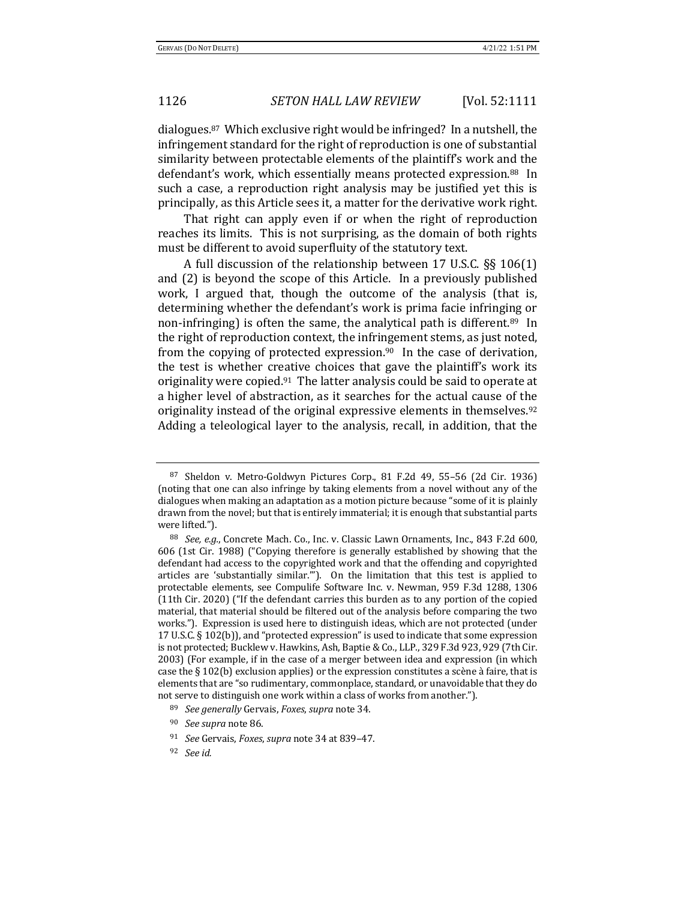dialogues.[87] Which exclusive right would be infringed? In a nutshell, the infringement standard for the right of reproduction is one of substantial similarity between protectable elements of the plaintiff's work and the defendant's work, which essentially means protected expression.[88] In such a case, a reproduction right analysis may be justified yet this is principally, as this Article sees it, a matter for the derivative work right.

That right can apply even if or when the right of reproduction reaches its limits. This is not surprising, as the domain of both rights must be different to avoid superfluity of the statutory text.

A full discussion of the relationship between 17 U.S.C. §§ 106(1) and (2) is beyond the scope of this Article. In a previously published work, I argued that, though the outcome of the analysis (that is, determining whether the defendant's work is prima facie infringing or non-infringing) is often the same, the analytical path is different.[89] In the right of reproduction context, the infringement stems, as just noted, from the copying of protected expression.[90] In the case of derivation, the test is whether creative choices that gave the plaintiff's work its originality were copied.[91] The latter analysis could be said to operate at a higher level of abstraction, as it searches for the actual cause of the originality instead of the original expressive elements in themselves.[92] Adding a teleological layer to the analysis, recall, in addition, that the

---

[87] Sheldon v. Metro-Goldwyn Pictures Corp., 81 F.2d 49, 55–56 (2d Cir. 1936) (noting that one can also infringe by taking elements from a novel without any of the dialogues when making an adaptation as a motion picture because "some of it is plainly drawn from the novel; but that is entirely immaterial; it is enough that substantial parts were lifted.").

[88] *See, e.g.*, Concrete Mach. Co., Inc. v. Classic Lawn Ornaments, Inc., 843 F.2d 600, 606 (1st Cir. 1988) ("Copying therefore is generally established by showing that the defendant had access to the copyrighted work and that the offending and copyrighted articles are 'substantially similar.'"). On the limitation that this test is applied to protectable elements, see Compulife Software Inc. v. Newman, 959 F.3d 1288, 1306 (11th Cir. 2020) ("If the defendant carries this burden as to any portion of the copied material, that material should be filtered out of the analysis before comparing the two works."). Expression is used here to distinguish ideas, which are not protected (under 17 U.S.C. § 102(b)), and "protected expression" is used to indicate that some expression is not protected; Bucklew v. Hawkins, Ash, Baptie & Co., LLP., 329 F.3d 923, 929 (7th Cir. 2003) (For example, if in the case of a merger between idea and expression (in which case the § 102(b) exclusion applies) or the expression constitutes a scène à faire, that is elements that are "so rudimentary, commonplace, standard, or unavoidable that they do not serve to distinguish one work within a class of works from another.").

[89] *See generally* Gervais, *Foxes*, *supra* note 34.

[90] *See supra* note 86.

[91] *See* Gervais, *Foxes*, *supra* note 34 at 839–47.

[92] *See id.*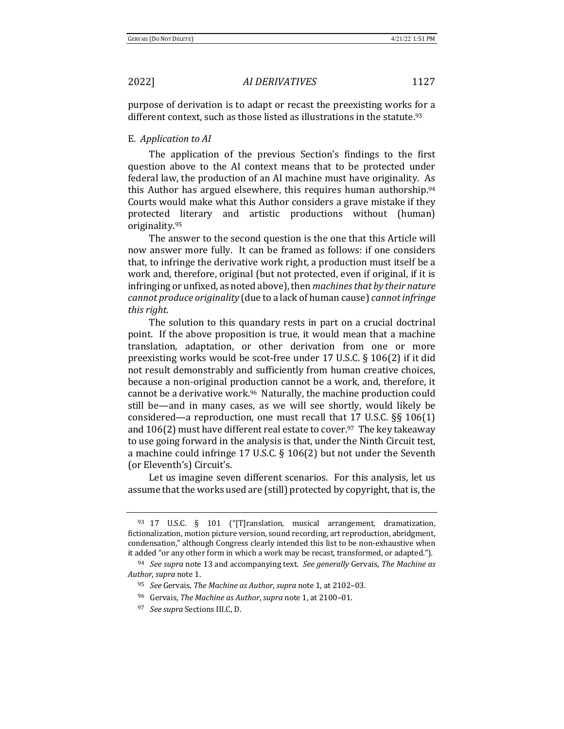purpose of derivation is to adapt or recast the preexisting works for a different context, such as those listed as illustrations in the statute.[93]

### E. *Application to AI*

The application of the previous Section's findings to the first question above to the AI context means that to be protected under federal law, the production of an AI machine must have originality. As this Author has argued elsewhere, this requires human authorship.[94] Courts would make what this Author considers a grave mistake if they protected literary and artistic productions without (human) originality.[95]

The answer to the second question is the one that this Article will now answer more fully. It can be framed as follows: if one considers that, to infringe the derivative work right, a production must itself be a work and, therefore, original (but not protected, even if original, if it is infringing or unfixed, as noted above), then *machines that by their nature cannot produce originality* (due to a lack of human cause) *cannot infringe this right*.

The solution to this quandary rests in part on a crucial doctrinal point. If the above proposition is true, it would mean that a machine translation, adaptation, or other derivation from one or more preexisting works would be scot-free under 17 U.S.C. § 106(2) if it did not result demonstrably and sufficiently from human creative choices, because a non-original production cannot be a work, and, therefore, it cannot be a derivative work.[96] Naturally, the machine production could still be—and in many cases, as we will see shortly, would likely be considered—a reproduction, one must recall that 17 U.S.C. §§ 106(1) and 106(2) must have different real estate to cover.[97] The key takeaway to use going forward in the analysis is that, under the Ninth Circuit test, a machine could infringe 17 U.S.C. § 106(2) but not under the Seventh (or Eleventh's) Circuit's.

Let us imagine seven different scenarios. For this analysis, let us assume that the works used are (still) protected by copyright, that is, the

---

[93] 17 U.S.C. § 101 ("[T]ranslation, musical arrangement, dramatization, fictionalization, motion picture version, sound recording, art reproduction, abridgment, condensation," although Congress clearly intended this list to be non-exhaustive when it added "or any other form in which a work may be recast, transformed, or adapted.").

[94] *See supra* note 13 and accompanying text. *See generally* Gervais, *The Machine as Author*, *supra* note 1.

[95] *See* Gervais, *The Machine as Author*, *supra* note 1, at 2102–03.

[96] Gervais, *The Machine as Author*, *supra* note 1, at 2100–01.

[97] *See supra* Sections III.C, D.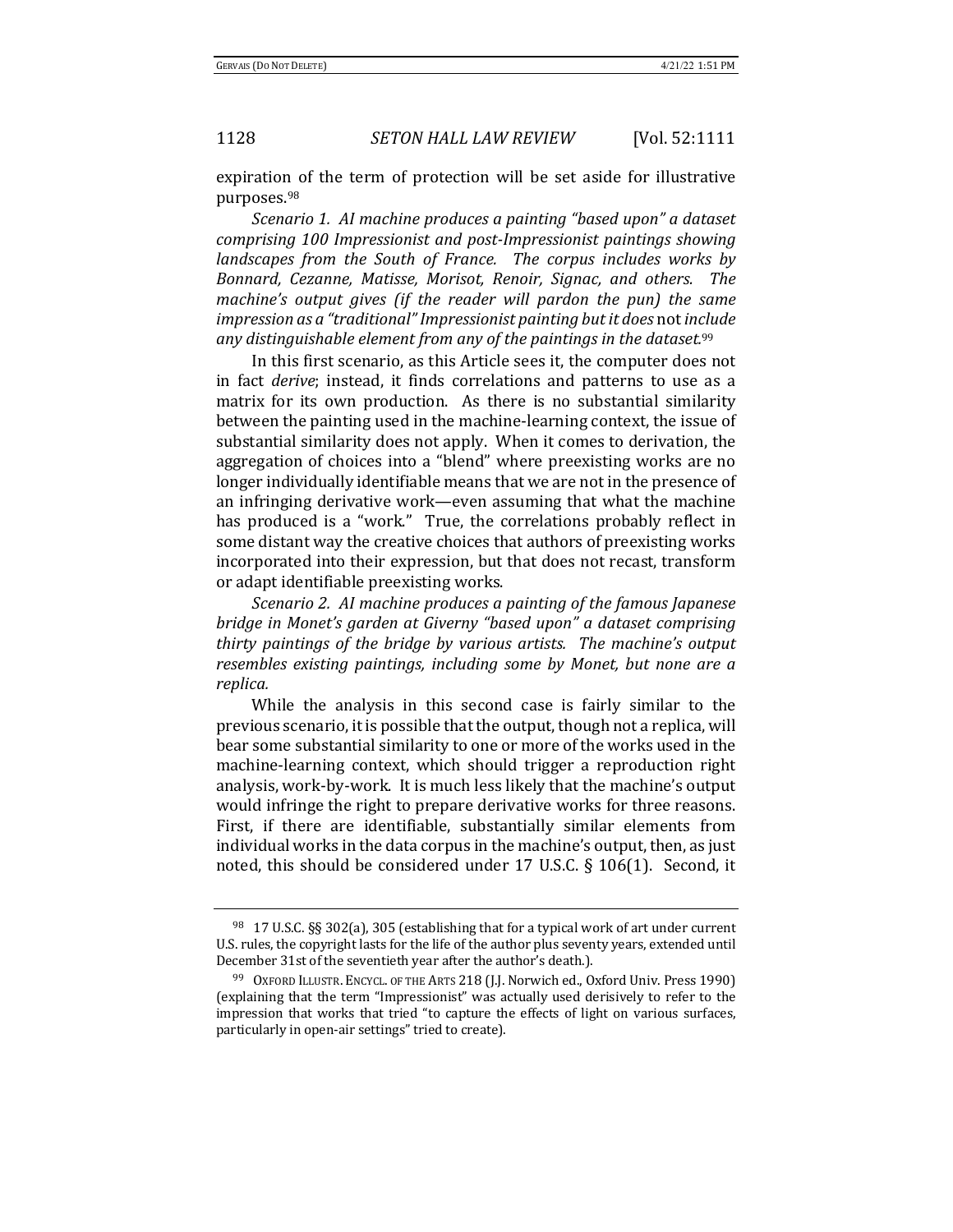expiration of the term of protection will be set aside for illustrative purposes.[98]

*Scenario 1. AI machine produces a painting "based upon" a dataset comprising 100 Impressionist and post-Impressionist paintings showing landscapes from the South of France. The corpus includes works by Bonnard, Cezanne, Matisse, Morisot, Renoir, Signac, and others. The machine's output gives (if the reader will pardon the pun) the same impression as a "traditional" Impressionist painting but it does* not *include any distinguishable element from any of the paintings in the dataset.*[99]

In this first scenario, as this Article sees it, the computer does not in fact *derive*; instead, it finds correlations and patterns to use as a matrix for its own production. As there is no substantial similarity between the painting used in the machine-learning context, the issue of substantial similarity does not apply. When it comes to derivation, the aggregation of choices into a "blend" where preexisting works are no longer individually identifiable means that we are not in the presence of an infringing derivative work—even assuming that what the machine has produced is a "work." True, the correlations probably reflect in some distant way the creative choices that authors of preexisting works incorporated into their expression, but that does not recast, transform or adapt identifiable preexisting works.

*Scenario 2. AI machine produces a painting of the famous Japanese bridge in Monet's garden at Giverny "based upon" a dataset comprising thirty paintings of the bridge by various artists. The machine's output resembles existing paintings, including some by Monet, but none are a replica.*

While the analysis in this second case is fairly similar to the previous scenario, it is possible that the output, though not a replica, will bear some substantial similarity to one or more of the works used in the machine-learning context, which should trigger a reproduction right analysis, work-by-work. It is much less likely that the machine's output would infringe the right to prepare derivative works for three reasons. First, if there are identifiable, substantially similar elements from individual works in the data corpus in the machine's output, then, as just noted, this should be considered under 17 U.S.C. § 106(1). Second, it

---

[98] 17 U.S.C. §§ 302(a), 305 (establishing that for a typical work of art under current U.S. rules, the copyright lasts for the life of the author plus seventy years, extended until December 31st of the seventieth year after the author's death.).

[99] OXFORD ILLUSTR. ENCYCL. OF THE ARTS 218 (J.J. Norwich ed., Oxford Univ. Press 1990) (explaining that the term "Impressionist" was actually used derisively to refer to the impression that works that tried "to capture the effects of light on various surfaces, particularly in open-air settings" tried to create).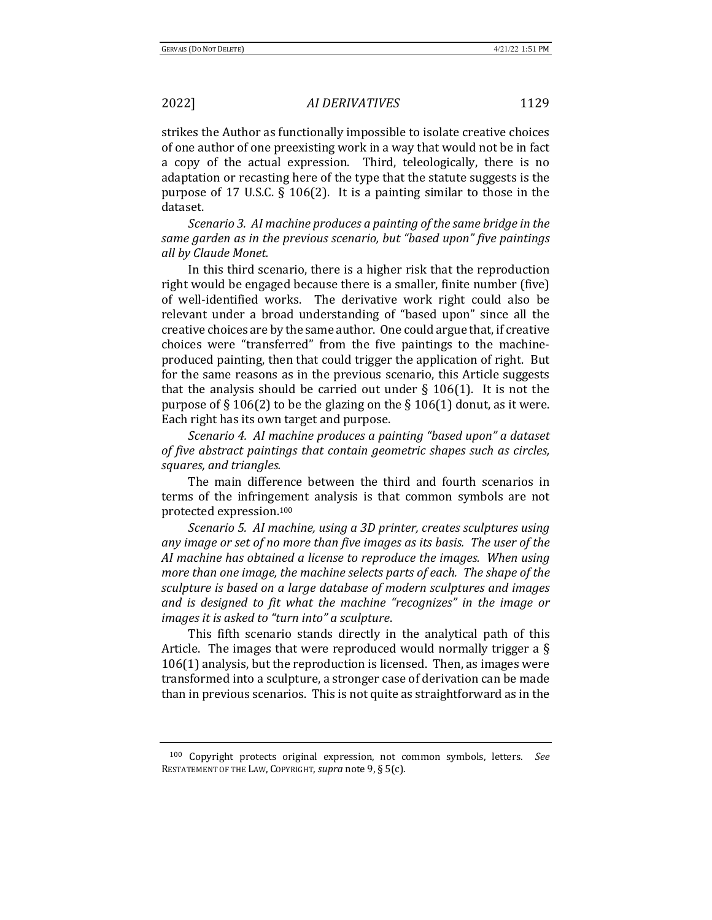strikes the Author as functionally impossible to isolate creative choices of one author of one preexisting work in a way that would not be in fact a copy of the actual expression. Third, teleologically, there is no adaptation or recasting here of the type that the statute suggests is the purpose of 17 U.S.C. § 106(2). It is a painting similar to those in the dataset.

*Scenario 3. AI machine produces a painting of the same bridge in the same garden as in the previous scenario, but "based upon" five paintings all by Claude Monet.*

In this third scenario, there is a higher risk that the reproduction right would be engaged because there is a smaller, finite number (five) of well-identified works. The derivative work right could also be relevant under a broad understanding of "based upon" since all the creative choices are by the same author. One could argue that, if creative choices were "transferred" from the five paintings to the machine-produced painting, then that could trigger the application of right. But for the same reasons as in the previous scenario, this Article suggests that the analysis should be carried out under § 106(1). It is not the purpose of § 106(2) to be the glazing on the § 106(1) donut, as it were. Each right has its own target and purpose.

*Scenario 4. AI machine produces a painting "based upon" a dataset of five abstract paintings that contain geometric shapes such as circles, squares, and triangles.*

The main difference between the third and fourth scenarios in terms of the infringement analysis is that common symbols are not protected expression.[100]

*Scenario 5. AI machine, using a 3D printer, creates sculptures using any image or set of no more than five images as its basis. The user of the AI machine has obtained a license to reproduce the images. When using more than one image, the machine selects parts of each. The shape of the sculpture is based on a large database of modern sculptures and images and is designed to fit what the machine "recognizes" in the image or images it is asked to "turn into" a sculpture.*

This fifth scenario stands directly in the analytical path of this Article. The images that were reproduced would normally trigger a § 106(1) analysis, but the reproduction is licensed. Then, as images were transformed into a sculpture, a stronger case of derivation can be made than in previous scenarios. This is not quite as straightforward as in the

---

[100] Copyright protects original expression, not common symbols, letters. *See* RESTATEMENT OF THE LAW, COPYRIGHT, *supra* note 9, § 5(c).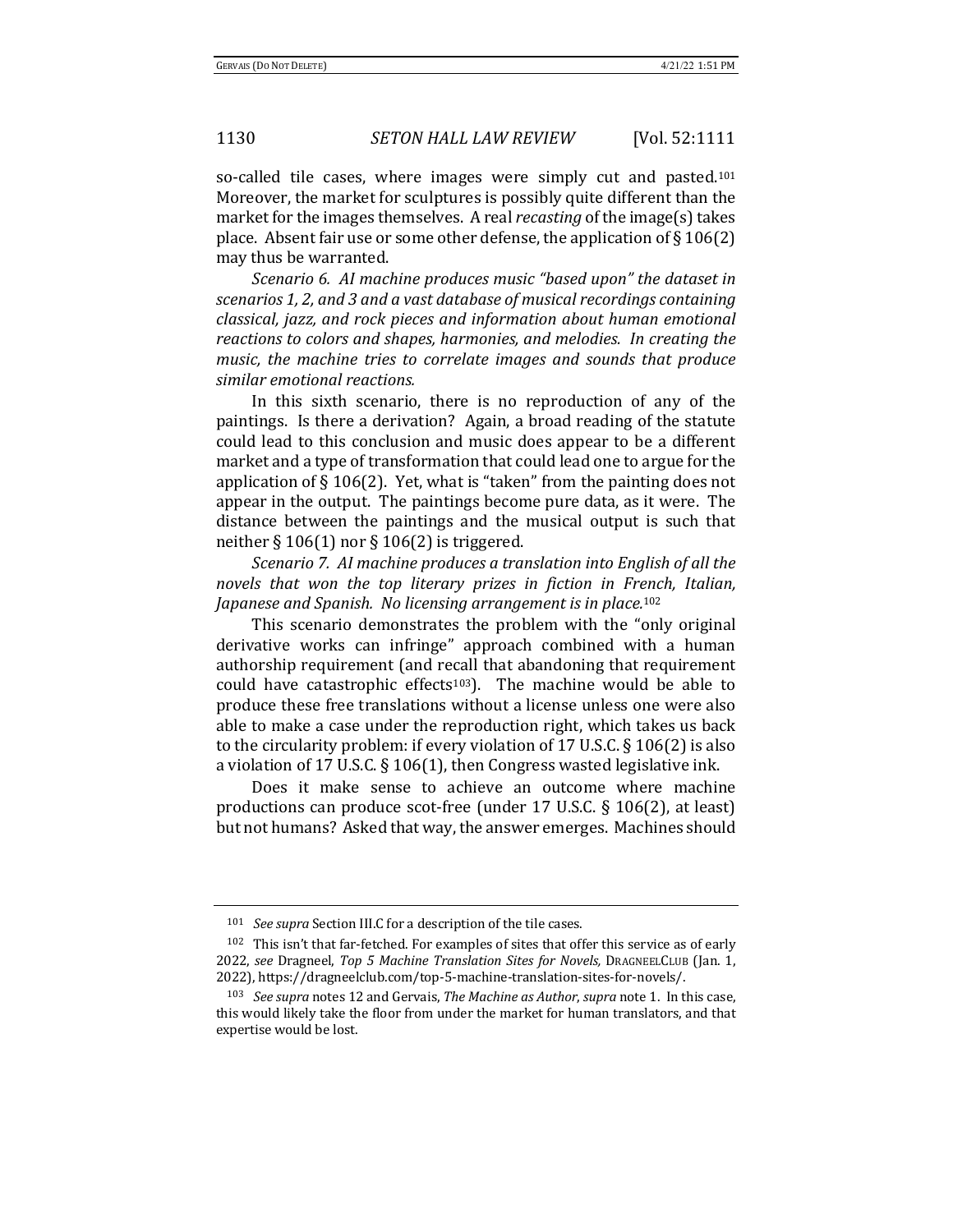so-called tile cases, where images were simply cut and pasted.[101] Moreover, the market for sculptures is possibly quite different than the market for the images themselves. A real *recasting* of the image(s) takes place. Absent fair use or some other defense, the application of § 106(2) may thus be warranted.

*Scenario 6. AI machine produces music "based upon" the dataset in scenarios 1, 2, and 3 and a vast database of musical recordings containing classical, jazz, and rock pieces and information about human emotional reactions to colors and shapes, harmonies, and melodies. In creating the music, the machine tries to correlate images and sounds that produce similar emotional reactions.*

In this sixth scenario, there is no reproduction of any of the paintings. Is there a derivation? Again, a broad reading of the statute could lead to this conclusion and music does appear to be a different market and a type of transformation that could lead one to argue for the application of § 106(2). Yet, what is "taken" from the painting does not appear in the output. The paintings become pure data, as it were. The distance between the paintings and the musical output is such that neither § 106(1) nor § 106(2) is triggered.

*Scenario 7. AI machine produces a translation into English of all the novels that won the top literary prizes in fiction in French, Italian, Japanese and Spanish. No licensing arrangement is in place.*[102]

This scenario demonstrates the problem with the "only original derivative works can infringe" approach combined with a human authorship requirement (and recall that abandoning that requirement could have catastrophic effects[103]). The machine would be able to produce these free translations without a license unless one were also able to make a case under the reproduction right, which takes us back to the circularity problem: if every violation of 17 U.S.C. § 106(2) is also a violation of 17 U.S.C. § 106(1), then Congress wasted legislative ink.

Does it make sense to achieve an outcome where machine productions can produce scot-free (under 17 U.S.C. § 106(2), at least) but not humans? Asked that way, the answer emerges. Machines should

---

[101] *See supra* Section III.C for a description of the tile cases.

[102] This isn't that far-fetched. For examples of sites that offer this service as of early 2022, *see* Dragneel, *Top 5 Machine Translation Sites for Novels,* DRAGNEELCLUB (Jan. 1, 2022), https://dragneelclub.com/top-5-machine-translation-sites-for-novels/.

[103] *See supra* notes 12 and Gervais, *The Machine as Author*, *supra* note 1. In this case, this would likely take the floor from under the market for human translators, and that expertise would be lost.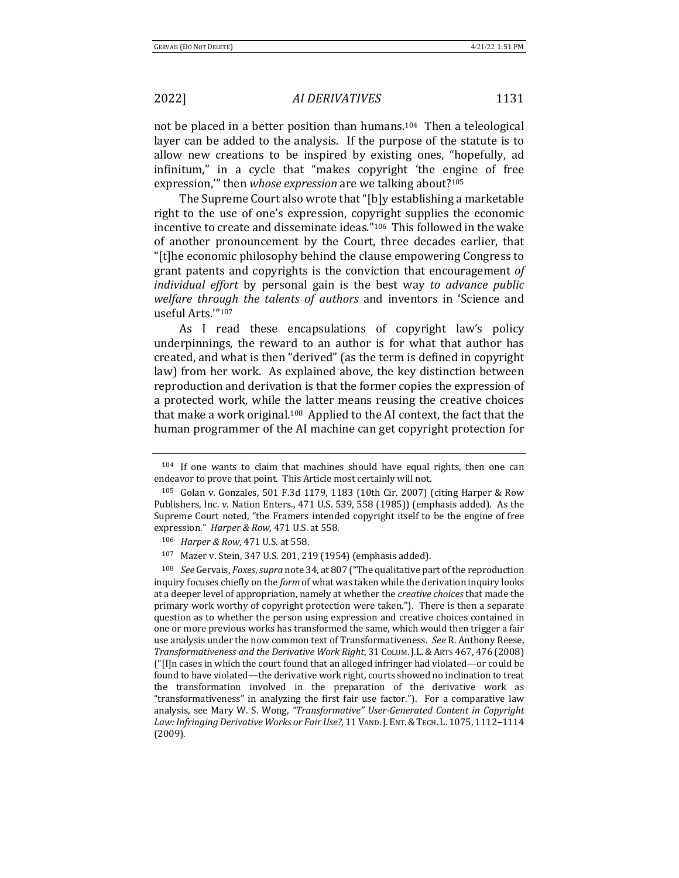not be placed in a better position than humans.[104] Then a teleological layer can be added to the analysis. If the purpose of the statute is to allow new creations to be inspired by existing ones, "hopefully, ad infinitum," in a cycle that "makes copyright 'the engine of free expression,'" then *whose expression* are we talking about?[105]

The Supreme Court also wrote that "[b]y establishing a marketable right to the use of one's expression, copyright supplies the economic incentive to create and disseminate ideas."[106] This followed in the wake of another pronouncement by the Court, three decades earlier, that "[t]he economic philosophy behind the clause empowering Congress to grant patents and copyrights is the conviction that encouragement *of individual effort* by personal gain is the best way *to advance public welfare through the talents of authors* and inventors in 'Science and useful Arts.'"[107]

As I read these encapsulations of copyright law's policy underpinnings, the reward to an author is for what that author has created, and what is then "derived" (as the term is defined in copyright law) from her work. As explained above, the key distinction between reproduction and derivation is that the former copies the expression of a protected work, while the latter means reusing the creative choices that make a work original.[108] Applied to the AI context, the fact that the human programmer of the AI machine can get copyright protection for

---

[104] If one wants to claim that machines should have equal rights, then one can endeavor to prove that point. This Article most certainly will not.

[105] Golan v. Gonzales, 501 F.3d 1179, 1183 (10th Cir. 2007) (citing Harper & Row Publishers, Inc. v. Nation Enters., 471 U.S. 539, 558 (1985)) (emphasis added). As the Supreme Court noted, "the Framers intended copyright itself to be the engine of free expression." *Harper & Row*, 471 U.S. at 558.

[106] *Harper & Row*, 471 U.S. at 558.

[107] Mazer v. Stein, 347 U.S. 201, 219 (1954) (emphasis added).

[108] *See* Gervais, *Foxes*, *supra* note 34, at 807 ("The qualitative part of the reproduction inquiry focuses chiefly on the *form* of what was taken while the derivation inquiry looks at a deeper level of appropriation, namely at whether the *creative choices* that made the primary work worthy of copyright protection were taken."). There is then a separate question as to whether the person using expression and creative choices contained in one or more previous works has transformed the same, which would then trigger a fair use analysis under the now common text of Transformativeness. *See* R. Anthony Reese, *Transformativeness and the Derivative Work Right*, 31 COLUM. J.L. & ARTS 467, 476 (2008) ("[I]n cases in which the court found that an alleged infringer had violated—or could be found to have violated—the derivative work right, courts showed no inclination to treat the transformation involved in the preparation of the derivative work as "transformativeness" in analyzing the first fair use factor."). For a comparative law analysis, see Mary W. S. Wong, *"Transformative" User-Generated Content in Copyright Law: Infringing Derivative Works or Fair Use?*, 11 VAND. J. ENT. & TECH. L. 1075, 1112–1114 (2009).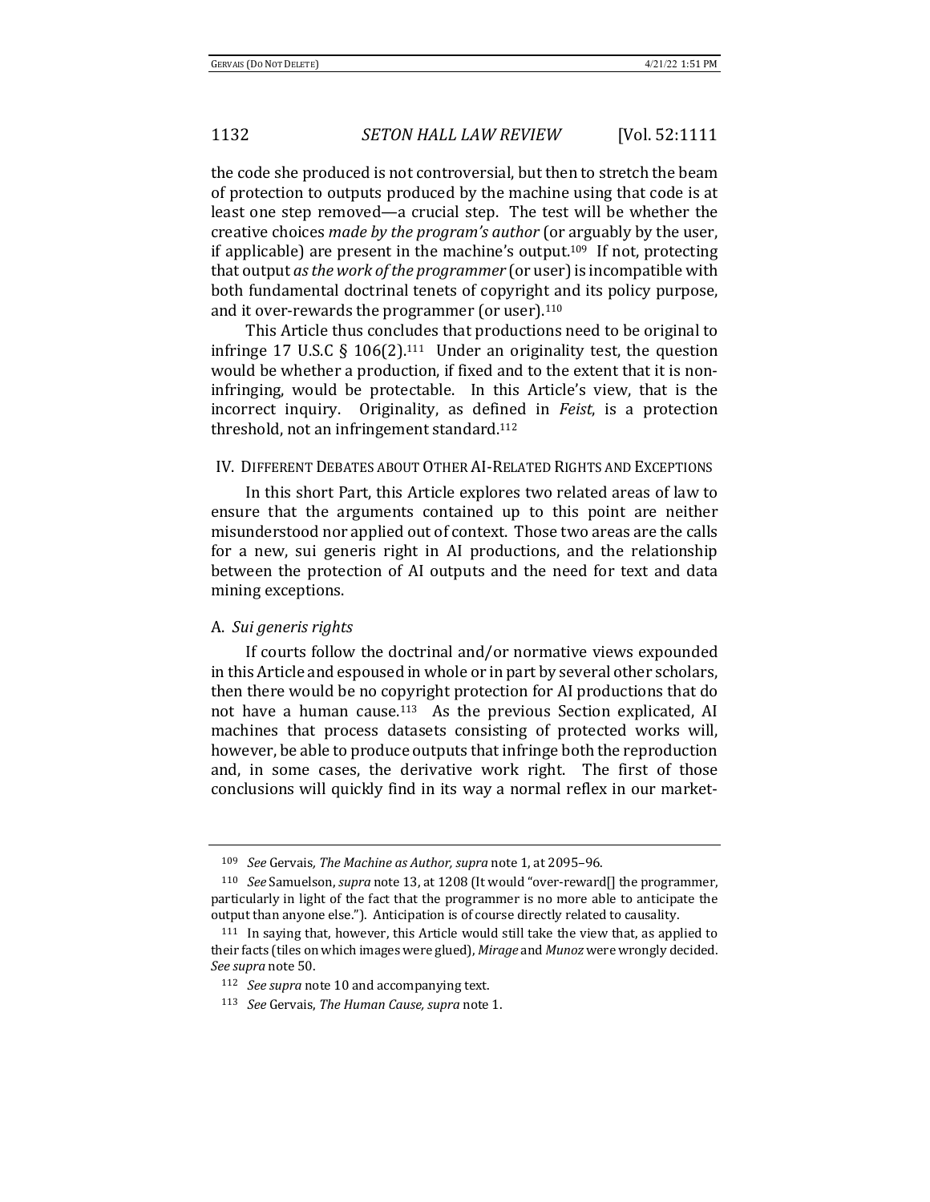the code she produced is not controversial, but then to stretch the beam of protection to outputs produced by the machine using that code is at least one step removed—a crucial step. The test will be whether the creative choices *made by the program's author* (or arguably by the user, if applicable) are present in the machine's output.[109] If not, protecting that output *as the work of the programmer* (or user) is incompatible with both fundamental doctrinal tenets of copyright and its policy purpose, and it over-rewards the programmer (or user).[110]

This Article thus concludes that productions need to be original to infringe 17 U.S.C § 106(2).[111] Under an originality test, the question would be whether a production, if fixed and to the extent that it is non-infringing, would be protectable. In this Article's view, that is the incorrect inquiry. Originality, as defined in *Feist*, is a protection threshold, not an infringement standard.[112]

## IV. Different Debates about Other AI-Related Rights and Exceptions

In this short Part, this Article explores two related areas of law to ensure that the arguments contained up to this point are neither misunderstood nor applied out of context. Those two areas are the calls for a new, sui generis right in AI productions, and the relationship between the protection of AI outputs and the need for text and data mining exceptions.

### A. *Sui generis rights*

If courts follow the doctrinal and/or normative views expounded in this Article and espoused in whole or in part by several other scholars, then there would be no copyright protection for AI productions that do not have a human cause.[113] As the previous Section explicated, AI machines that process datasets consisting of protected works will, however, be able to produce outputs that infringe both the reproduction and, in some cases, the derivative work right. The first of those conclusions will quickly find in its way a normal reflex in our market-

---

[109] *See* Gervais, *The Machine as Author*, *supra* note 1, at 2095–96.

[110] *See* Samuelson, *supra* note 13, at 1208 (It would "over-reward[] the programmer, particularly in light of the fact that the programmer is no more able to anticipate the output than anyone else."). Anticipation is of course directly related to causality.

[111] In saying that, however, this Article would still take the view that, as applied to their facts (tiles on which images were glued), *Mirage* and *Munoz* were wrongly decided. *See supra* note 50.

[112] *See supra* note 10 and accompanying text.

[113] *See* Gervais, *The Human Cause*, *supra* note 1.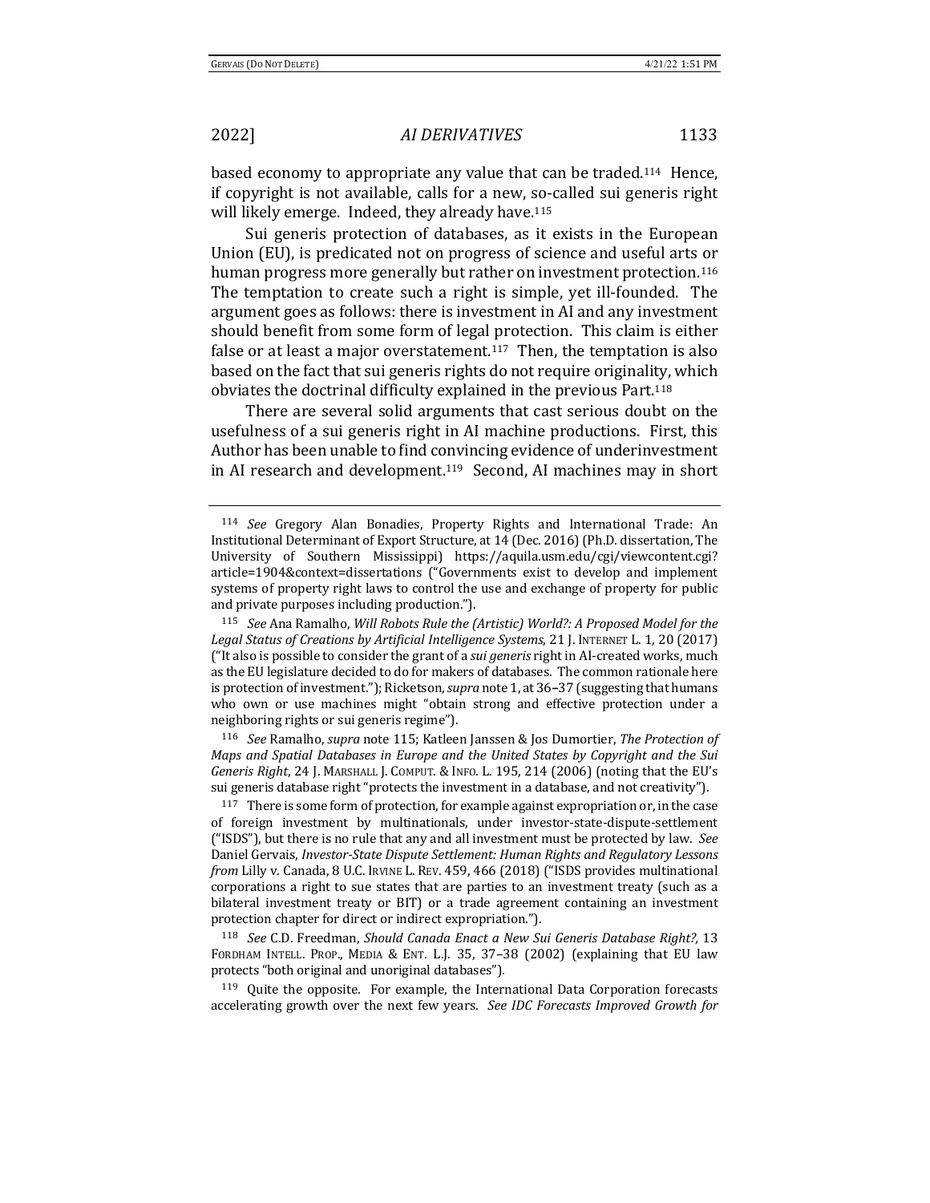based economy to appropriate any value that can be traded.[114] Hence, if copyright is not available, calls for a new, so-called sui generis right will likely emerge. Indeed, they already have.[115]

Sui generis protection of databases, as it exists in the European Union (EU), is predicated not on progress of science and useful arts or human progress more generally but rather on investment protection.[116] The temptation to create such a right is simple, yet ill-founded. The argument goes as follows: there is investment in AI and any investment should benefit from some form of legal protection. This claim is either false or at least a major overstatement.[117] Then, the temptation is also based on the fact that sui generis rights do not require originality, which obviates the doctrinal difficulty explained in the previous Part.[118]

There are several solid arguments that cast serious doubt on the usefulness of a sui generis right in AI machine productions. First, this Author has been unable to find convincing evidence of underinvestment in AI research and development.[119] Second, AI machines may in short

---

[114] *See* Gregory Alan Bonadies, Property Rights and International Trade: An Institutional Determinant of Export Structure, at 14 (Dec. 2016) (Ph.D. dissertation, The University of Southern Mississippi) https://aquila.usm.edu/cgi/viewcontent.cgi?article=1904&context=dissertations ("Governments exist to develop and implement systems of property right laws to control the use and exchange of property for public and private purposes including production.").

[115] *See* Ana Ramalho, *Will Robots Rule the (Artistic) World?: A Proposed Model for the Legal Status of Creations by Artificial Intelligence Systems*, 21 J. INTERNET L. 1, 20 (2017) ("It also is possible to consider the grant of a *sui generis* right in AI-created works, much as the EU legislature decided to do for makers of databases. The common rationale here is protection of investment."); Ricketson, *supra* note 1, at 36–37 (suggesting that humans who own or use machines might "obtain strong and effective protection under a neighboring rights or sui generis regime").

[116] *See* Ramalho, *supra* note 115; Katleen Janssen & Jos Dumortier, *The Protection of Maps and Spatial Databases in Europe and the United States by Copyright and the Sui Generis Right*, 24 J. MARSHALL J. COMPUT. & INFO. L. 195, 214 (2006) (noting that the EU's sui generis database right "protects the investment in a database, and not creativity").

[117] There is some form of protection, for example against expropriation or, in the case of foreign investment by multinationals, under investor-state-dispute-settlement ("ISDS"), but there is no rule that any and all investment must be protected by law. *See* Daniel Gervais, *Investor-State Dispute Settlement: Human Rights and Regulatory Lessons from* Lilly v. Canada, 8 U.C. IRVINE L. REV. 459, 466 (2018) ("ISDS provides multinational corporations a right to sue states that are parties to an investment treaty (such as a bilateral investment treaty or BIT) or a trade agreement containing an investment protection chapter for direct or indirect expropriation.").

[118] *See* C.D. Freedman, *Should Canada Enact a New Sui Generis Database Right?*, 13 FORDHAM INTELL. PROP., MEDIA & ENT. L.J. 35, 37–38 (2002) (explaining that EU law protects "both original and unoriginal databases").

[119] Quite the opposite. For example, the International Data Corporation forecasts accelerating growth over the next few years. *See IDC Forecasts Improved Growth for*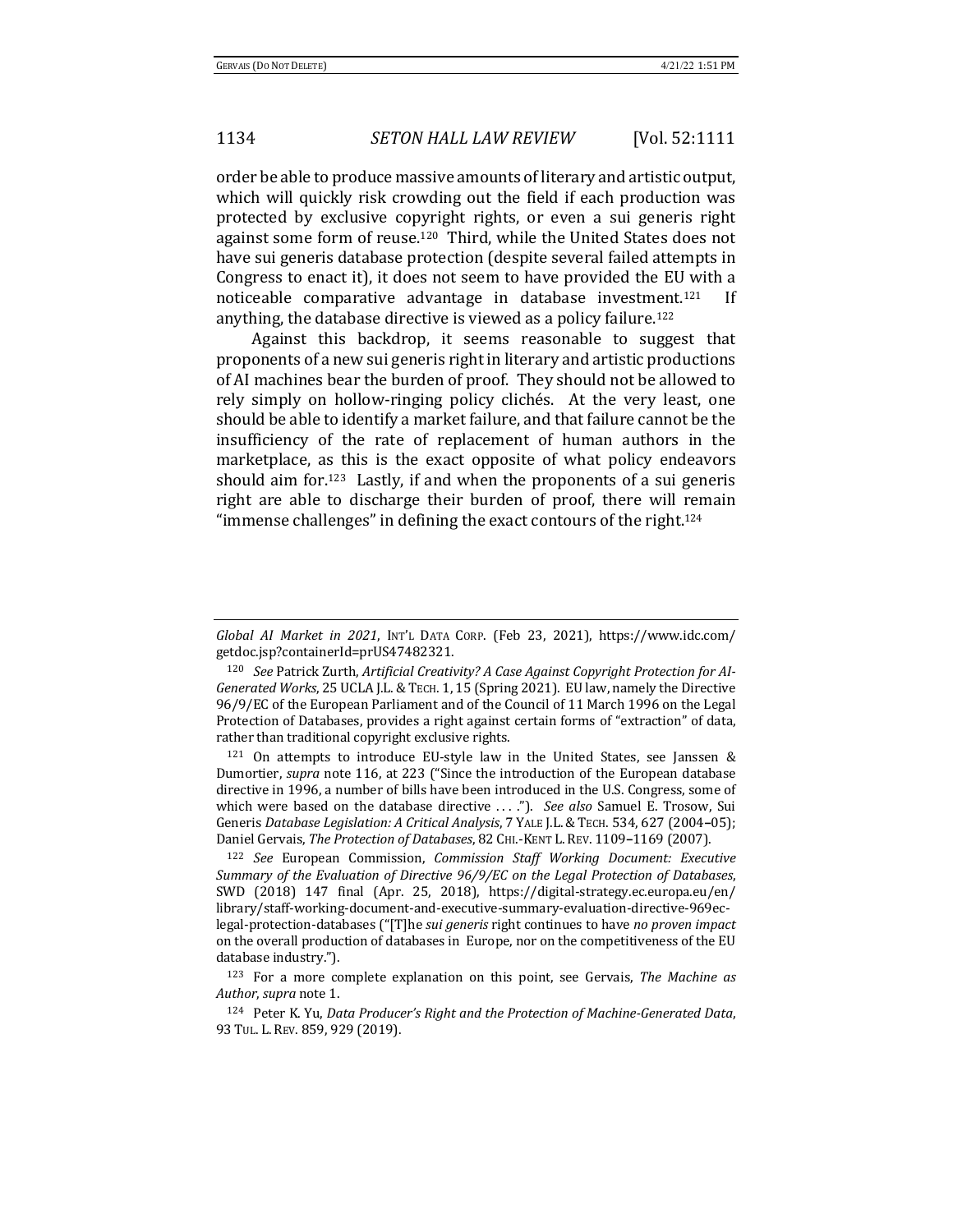order be able to produce massive amounts of literary and artistic output, which will quickly risk crowding out the field if each production was protected by exclusive copyright rights, or even a sui generis right against some form of reuse.[120] Third, while the United States does not have sui generis database protection (despite several failed attempts in Congress to enact it), it does not seem to have provided the EU with a noticeable comparative advantage in database investment.[121] If anything, the database directive is viewed as a policy failure.[122]

Against this backdrop, it seems reasonable to suggest that proponents of a new sui generis right in literary and artistic productions of AI machines bear the burden of proof. They should not be allowed to rely simply on hollow-ringing policy clichés. At the very least, one should be able to identify a market failure, and that failure cannot be the insufficiency of the rate of replacement of human authors in the marketplace, as this is the exact opposite of what policy endeavors should aim for.[123] Lastly, if and when the proponents of a sui generis right are able to discharge their burden of proof, there will remain "immense challenges" in defining the exact contours of the right.[124]

---

*Global AI Market in 2021*, INT'L DATA CORP. (Feb 23, 2021), https://www.idc.com/getdoc.jsp?containerId=prUS47482321.

[120] *See* Patrick Zurth, *Artificial Creativity? A Case Against Copyright Protection for AI-Generated Works*, 25 UCLA J.L. & TECH. 1, 15 (Spring 2021). EU law, namely the Directive 96/9/EC of the European Parliament and of the Council of 11 March 1996 on the Legal Protection of Databases, provides a right against certain forms of "extraction" of data, rather than traditional copyright exclusive rights.

[121] On attempts to introduce EU-style law in the United States, see Janssen & Dumortier, *supra* note 116, at 223 ("Since the introduction of the European database directive in 1996, a number of bills have been introduced in the U.S. Congress, some of which were based on the database directive . . . ."). *See also* Samuel E. Trosow, Sui Generis *Database Legislation: A Critical Analysis*, 7 YALE J.L. & TECH. 534, 627 (2004–05); Daniel Gervais, *The Protection of Databases*, 82 CHI.-KENT L. REV. 1109–1169 (2007).

[122] *See* European Commission, *Commission Staff Working Document: Executive Summary of the Evaluation of Directive 96/9/EC on the Legal Protection of Databases*, SWD (2018) 147 final (Apr. 25, 2018), https://digital-strategy.ec.europa.eu/en/library/staff-working-document-and-executive-summary-evaluation-directive-969ec-legal-protection-databases ("[T]he *sui generis* right continues to have *no proven impact* on the overall production of databases in Europe, nor on the competitiveness of the EU database industry.").

[123] For a more complete explanation on this point, see Gervais, *The Machine as Author*, *supra* note 1.

[124] Peter K. Yu, *Data Producer's Right and the Protection of Machine-Generated Data*, 93 TUL. L. REV. 859, 929 (2019).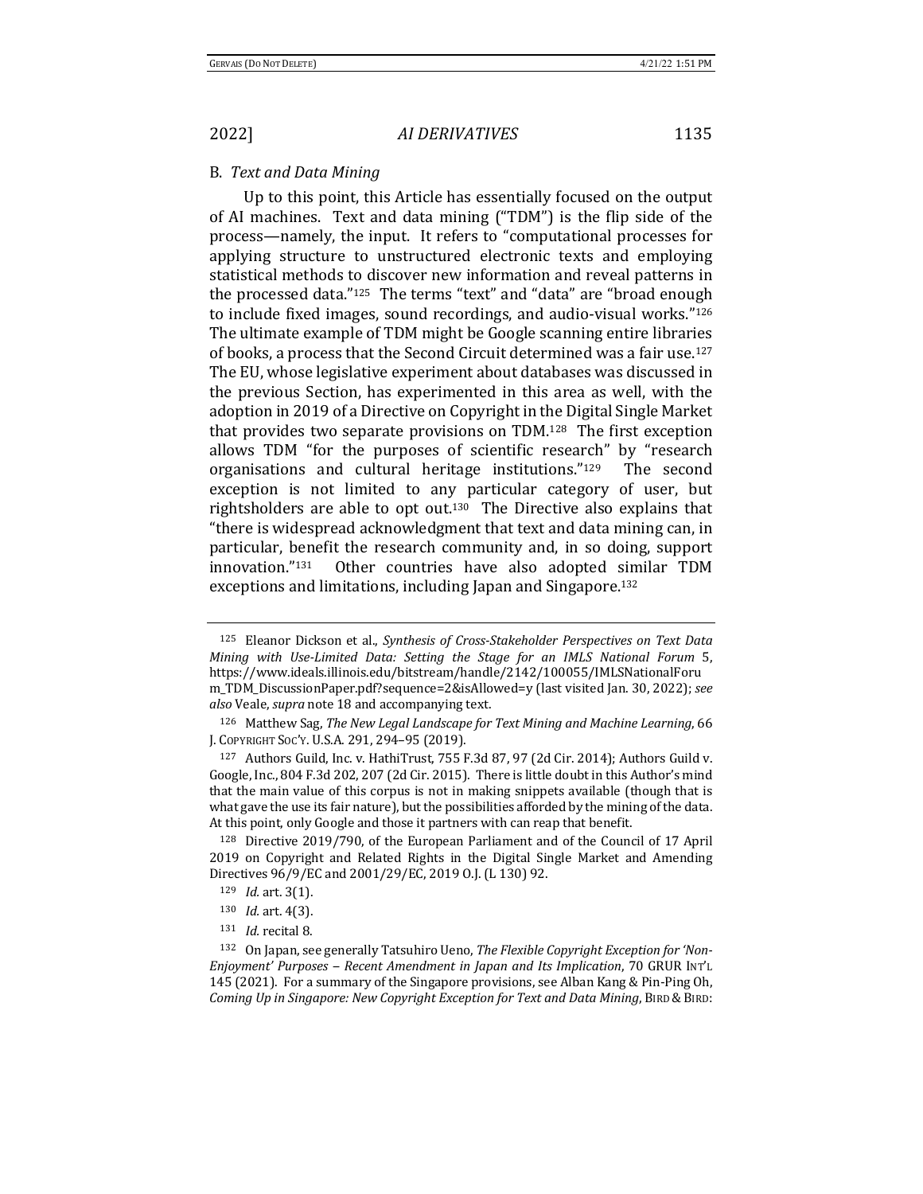### B. *Text and Data Mining*

Up to this point, this Article has essentially focused on the output of AI machines. Text and data mining ("TDM") is the flip side of the process—namely, the input. It refers to "computational processes for applying structure to unstructured electronic texts and employing statistical methods to discover new information and reveal patterns in the processed data."[125] The terms "text" and "data" are "broad enough to include fixed images, sound recordings, and audio-visual works."[126] The ultimate example of TDM might be Google scanning entire libraries of books, a process that the Second Circuit determined was a fair use.[127] The EU, whose legislative experiment about databases was discussed in the previous Section, has experimented in this area as well, with the adoption in 2019 of a Directive on Copyright in the Digital Single Market that provides two separate provisions on TDM.[128] The first exception allows TDM "for the purposes of scientific research" by "research organisations and cultural heritage institutions."[129] The second exception is not limited to any particular category of user, but rightsholders are able to opt out.[130] The Directive also explains that "there is widespread acknowledgment that text and data mining can, in particular, benefit the research community and, in so doing, support innovation."[131] Other countries have also adopted similar TDM exceptions and limitations, including Japan and Singapore.[132]

---

[125] Eleanor Dickson et al., *Synthesis of Cross-Stakeholder Perspectives on Text Data Mining with Use-Limited Data: Setting the Stage for an IMLS National Forum* 5, https://www.ideals.illinois.edu/bitstream/handle/2142/100055/IMLSNationalForum_TDM_DiscussionPaper.pdf?sequence=2&isAllowed=y (last visited Jan. 30, 2022); *see also* Veale, *supra* note 18 and accompanying text.

[126] Matthew Sag, *The New Legal Landscape for Text Mining and Machine Learning*, 66 J. COPYRIGHT SOC'Y. U.S.A. 291, 294–95 (2019).

[127] Authors Guild, Inc. v. HathiTrust, 755 F.3d 87, 97 (2d Cir. 2014); Authors Guild v. Google, Inc., 804 F.3d 202, 207 (2d Cir. 2015). There is little doubt in this Author's mind that the main value of this corpus is not in making snippets available (though that is what gave the use its fair nature), but the possibilities afforded by the mining of the data. At this point, only Google and those it partners with can reap that benefit.

[128] Directive 2019/790, of the European Parliament and of the Council of 17 April 2019 on Copyright and Related Rights in the Digital Single Market and Amending Directives 96/9/EC and 2001/29/EC, 2019 O.J. (L 130) 92.

[129] *Id.* art. 3(1).

[130] *Id.* art. 4(3).

[131] *Id.* recital 8.

[132] On Japan, see generally Tatsuhiro Ueno, *The Flexible Copyright Exception for 'Non-Enjoyment' Purposes – Recent Amendment in Japan and Its Implication*, 70 GRUR INT'L 145 (2021). For a summary of the Singapore provisions, see Alban Kang & Pin-Ping Oh, *Coming Up in Singapore: New Copyright Exception for Text and Data Mining*, BIRD & BIRD: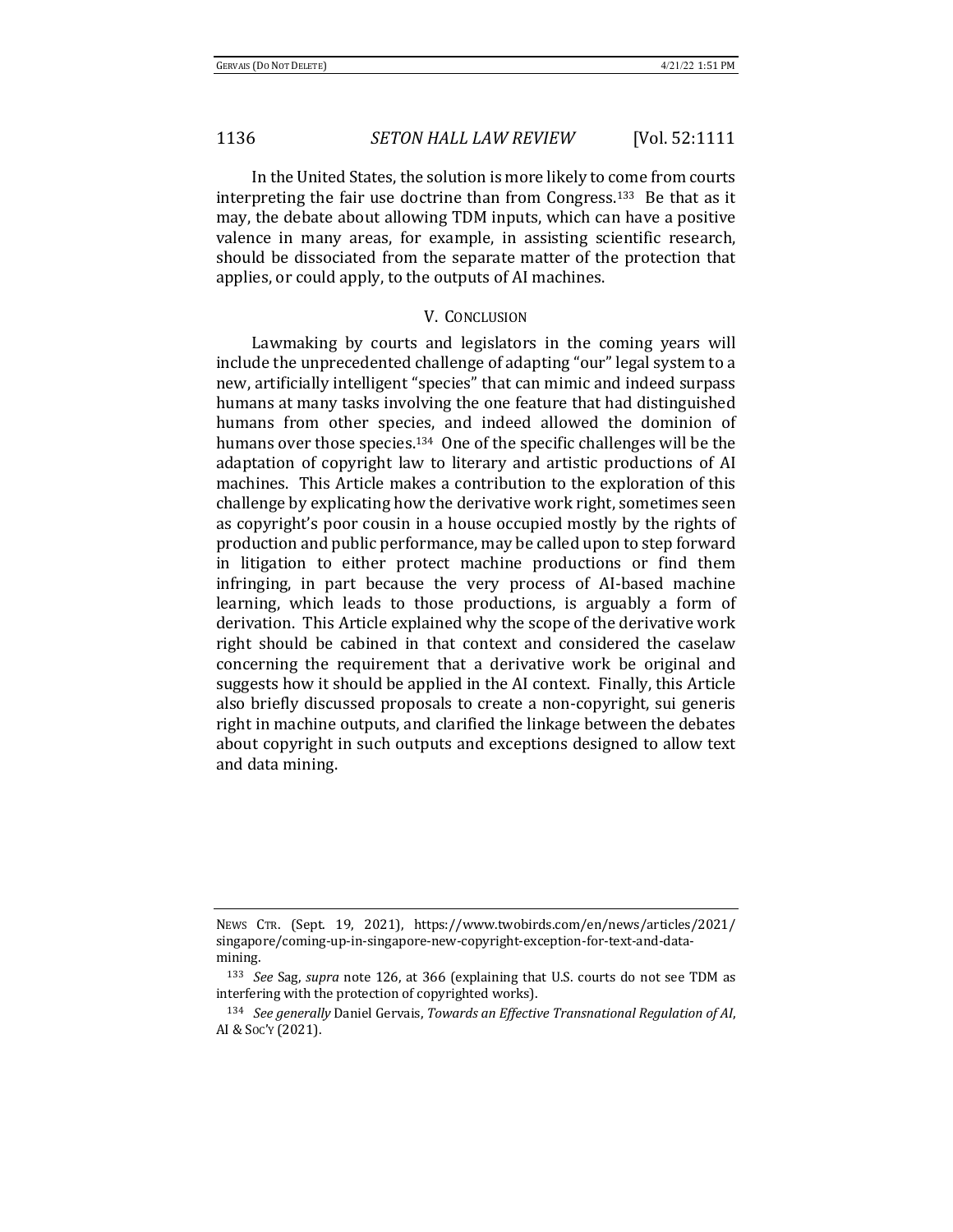In the United States, the solution is more likely to come from courts interpreting the fair use doctrine than from Congress.[133] Be that as it may, the debate about allowing TDM inputs, which can have a positive valence in many areas, for example, in assisting scientific research, should be dissociated from the separate matter of the protection that applies, or could apply, to the outputs of AI machines.

## V. Conclusion

Lawmaking by courts and legislators in the coming years will include the unprecedented challenge of adapting "our" legal system to a new, artificially intelligent "species" that can mimic and indeed surpass humans at many tasks involving the one feature that had distinguished humans from other species, and indeed allowed the dominion of humans over those species.[134] One of the specific challenges will be the adaptation of copyright law to literary and artistic productions of AI machines. This Article makes a contribution to the exploration of this challenge by explicating how the derivative work right, sometimes seen as copyright's poor cousin in a house occupied mostly by the rights of production and public performance, may be called upon to step forward in litigation to either protect machine productions or find them infringing, in part because the very process of AI-based machine learning, which leads to those productions, is arguably a form of derivation. This Article explained why the scope of the derivative work right should be cabined in that context and considered the caselaw concerning the requirement that a derivative work be original and suggests how it should be applied in the AI context. Finally, this Article also briefly discussed proposals to create a non-copyright, sui generis right in machine outputs, and clarified the linkage between the debates about copyright in such outputs and exceptions designed to allow text and data mining.

---

News Ctr. (Sept. 19, 2021), https://www.twobirds.com/en/news/articles/2021/singapore/coming-up-in-singapore-new-copyright-exception-for-text-and-data-mining.

[133] *See* Sag, *supra* note 126, at 366 (explaining that U.S. courts do not see TDM as interfering with the protection of copyrighted works).

[134] *See generally* Daniel Gervais, *Towards an Effective Transnational Regulation of AI*, AI & Soc'y (2021).